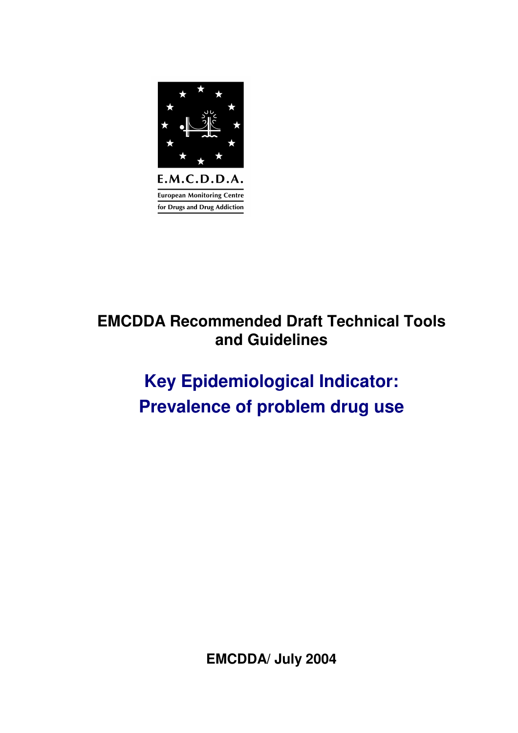E.M.C.D.D.A.

European Monitoring Centre for Drugs and Drug Addiction

**EMCDDA Recommended Draft Technical Tools and Guidelines**

# Key Epidemiological Indicator: Prevalence of problem drug use

**EMCDDA/ July 2004**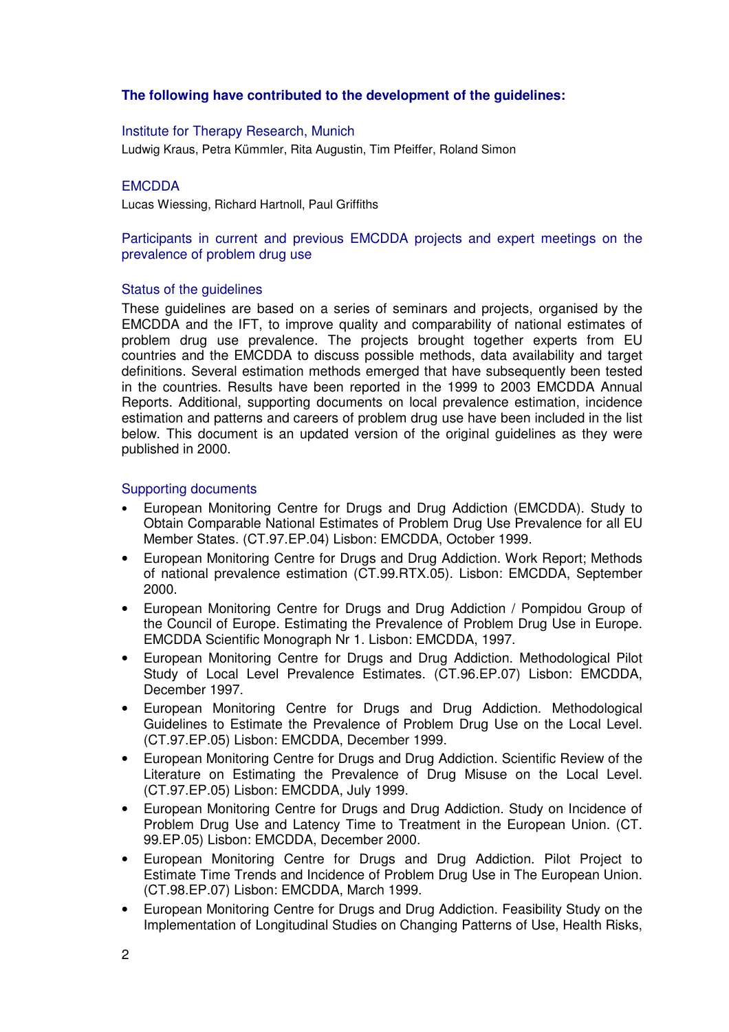**The following have contributed to the development of the guidelines:**

Institute for Therapy Research, Munich

Ludwig Kraus, Petra Kümmler, Rita Augustin, Tim Pfeiffer, Roland Simon

EMCDDA

Lucas Wiessing, Richard Hartnoll, Paul Griffiths

Participants in current and previous EMCDDA projects and expert meetings on the prevalence of problem drug use

### Status of the guidelines

These guidelines are based on a series of seminars and projects, organised by the EMCDDA and the IFT, to improve quality and comparability of national estimates of problem drug use prevalence. The projects brought together experts from EU countries and the EMCDDA to discuss possible methods, data availability and target definitions. Several estimation methods emerged that have subsequently been tested in the countries. Results have been reported in the 1999 to 2003 EMCDDA Annual Reports. Additional, supporting documents on local prevalence estimation, incidence estimation and patterns and careers of problem drug use have been included in the list below. This document is an updated version of the original guidelines as they were published in 2000.

### Supporting documents

- European Monitoring Centre for Drugs and Drug Addiction (EMCDDA). Study to Obtain Comparable National Estimates of Problem Drug Use Prevalence for all EU Member States. (CT.97.EP.04) Lisbon: EMCDDA, October 1999.
- European Monitoring Centre for Drugs and Drug Addiction. Work Report; Methods of national prevalence estimation (CT.99.RTX.05). Lisbon: EMCDDA, September 2000.
- European Monitoring Centre for Drugs and Drug Addiction / Pompidou Group of the Council of Europe. Estimating the Prevalence of Problem Drug Use in Europe. EMCDDA Scientific Monograph Nr 1. Lisbon: EMCDDA, 1997.
- European Monitoring Centre for Drugs and Drug Addiction. Methodological Pilot Study of Local Level Prevalence Estimates. (CT.96.EP.07) Lisbon: EMCDDA, December 1997.
- European Monitoring Centre for Drugs and Drug Addiction. Methodological Guidelines to Estimate the Prevalence of Problem Drug Use on the Local Level. (CT.97.EP.05) Lisbon: EMCDDA, December 1999.
- European Monitoring Centre for Drugs and Drug Addiction. Scientific Review of the Literature on Estimating the Prevalence of Drug Misuse on the Local Level. (CT.97.EP.05) Lisbon: EMCDDA, July 1999.
- European Monitoring Centre for Drugs and Drug Addiction. Study on Incidence of Problem Drug Use and Latency Time to Treatment in the European Union. (CT. 99.EP.05) Lisbon: EMCDDA, December 2000.
- European Monitoring Centre for Drugs and Drug Addiction. Pilot Project to Estimate Time Trends and Incidence of Problem Drug Use in The European Union. (CT.98.EP.07) Lisbon: EMCDDA, March 1999.
- European Monitoring Centre for Drugs and Drug Addiction. Feasibility Study on the Implementation of Longitudinal Studies on Changing Patterns of Use, Health Risks,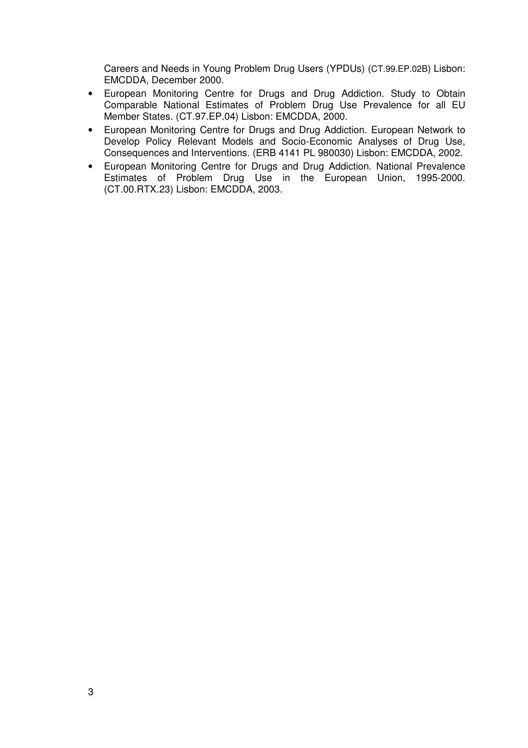Careers and Needs in Young Problem Drug Users (YPDUs) (CT.99.EP.02B) Lisbon: EMCDDA, December 2000.

- European Monitoring Centre for Drugs and Drug Addiction. Study to Obtain Comparable National Estimates of Problem Drug Use Prevalence for all EU Member States. (CT.97.EP.04) Lisbon: EMCDDA, 2000.
- European Monitoring Centre for Drugs and Drug Addiction. European Network to Develop Policy Relevant Models and Socio-Economic Analyses of Drug Use, Consequences and Interventions. (ERB 4141 PL 980030) Lisbon: EMCDDA, 2002.
- European Monitoring Centre for Drugs and Drug Addiction. National Prevalence Estimates of Problem Drug Use in the European Union, 1995-2000. (CT.00.RTX.23) Lisbon: EMCDDA, 2003.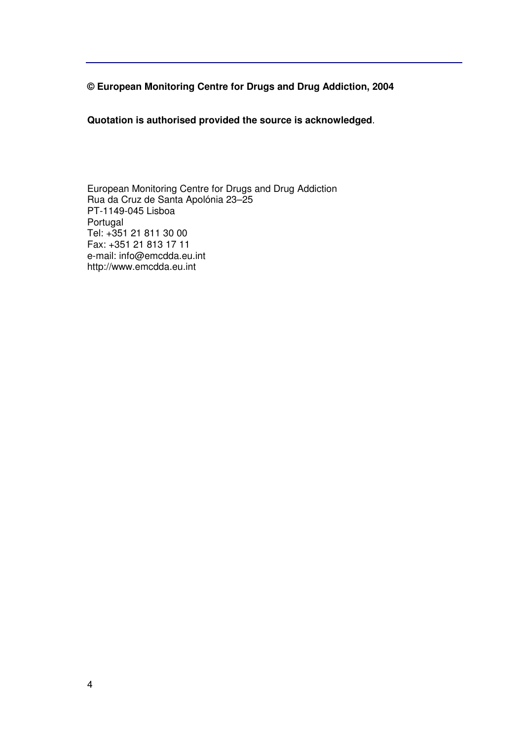**© European Monitoring Centre for Drugs and Drug Addiction, 2004**

**Quotation is authorised provided the source is acknowledged**.

European Monitoring Centre for Drugs and Drug Addiction
Rua da Cruz de Santa Apolónia 23–25
PT-1149-045 Lisboa
Portugal
Tel: +351 21 811 30 00
Fax: +351 21 813 17 11
e-mail: info@emcdda.eu.int
http://www.emcdda.eu.int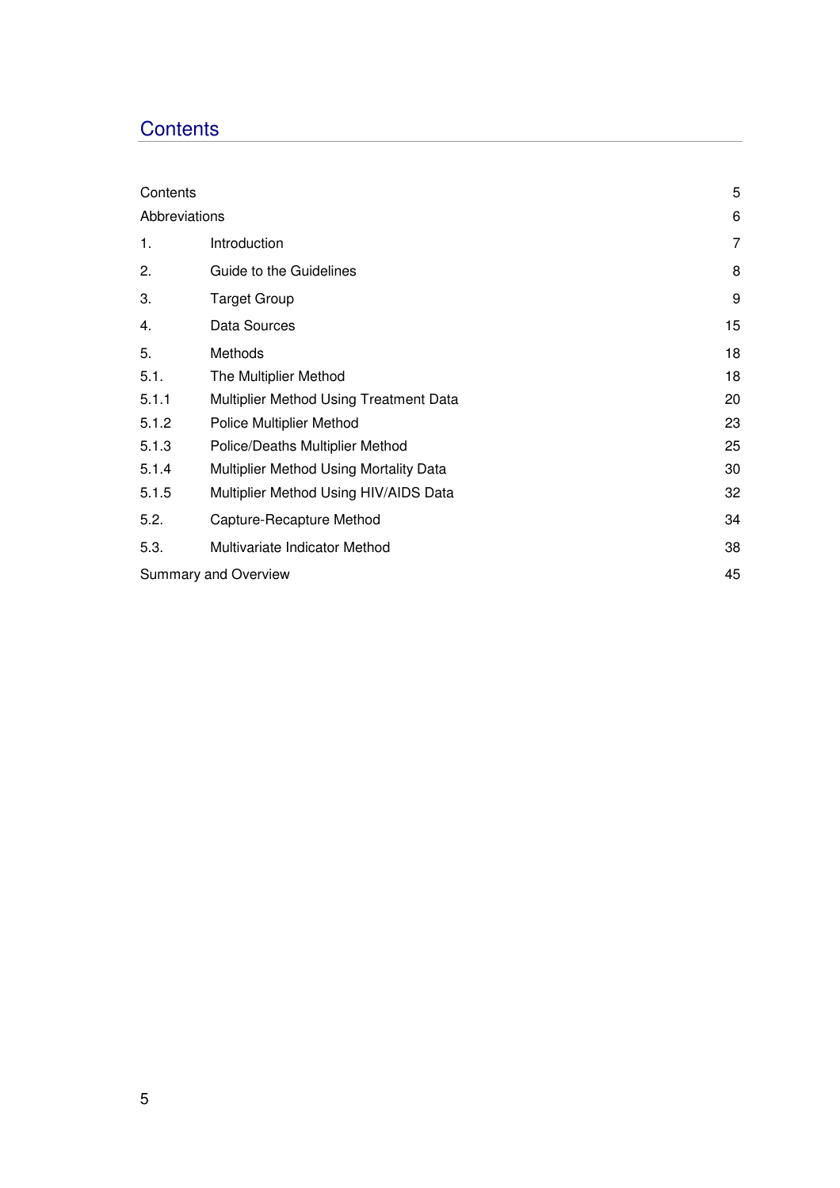# Contents

| | | |
|---|---|---|
| Contents | | 5 |
| Abbreviations | | 6 |
| 1. | Introduction | 7 |
| 2. | Guide to the Guidelines | 8 |
| 3. | Target Group | 9 |
| 4. | Data Sources | 15 |
| 5. | Methods | 18 |
| 5.1. | The Multiplier Method | 18 |
| 5.1.1 | Multiplier Method Using Treatment Data | 20 |
| 5.1.2 | Police Multiplier Method | 23 |
| 5.1.3 | Police/Deaths Multiplier Method | 25 |
| 5.1.4 | Multiplier Method Using Mortality Data | 30 |
| 5.1.5 | Multiplier Method Using HIV/AIDS Data | 32 |
| 5.2. | Capture-Recapture Method | 34 |
| 5.3. | Multivariate Indicator Method | 38 |
| Summary and Overview | | 45 |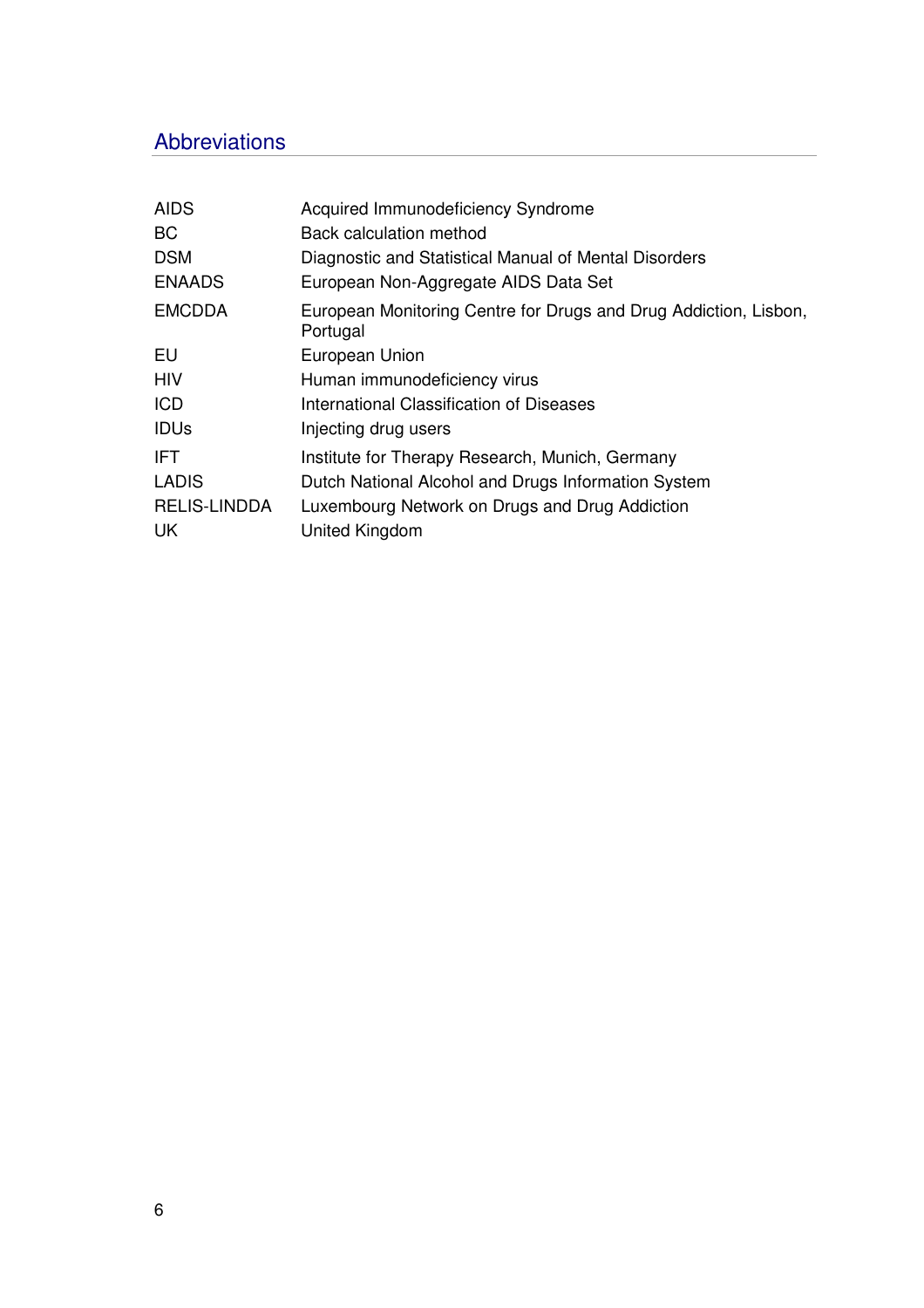# Abbreviations

| | |
|---|---|
| AIDS | Acquired Immunodeficiency Syndrome |
| BC | Back calculation method |
| DSM | Diagnostic and Statistical Manual of Mental Disorders |
| ENAADS | European Non-Aggregate AIDS Data Set |
| EMCDDA | European Monitoring Centre for Drugs and Drug Addiction, Lisbon, Portugal |
| EU | European Union |
| HIV | Human immunodeficiency virus |
| ICD | International Classification of Diseases |
| IDUs | Injecting drug users |
| IFT | Institute for Therapy Research, Munich, Germany |
| LADIS | Dutch National Alcohol and Drugs Information System |
| RELIS-LINDDA | Luxembourg Network on Drugs and Drug Addiction |
| UK | United Kingdom |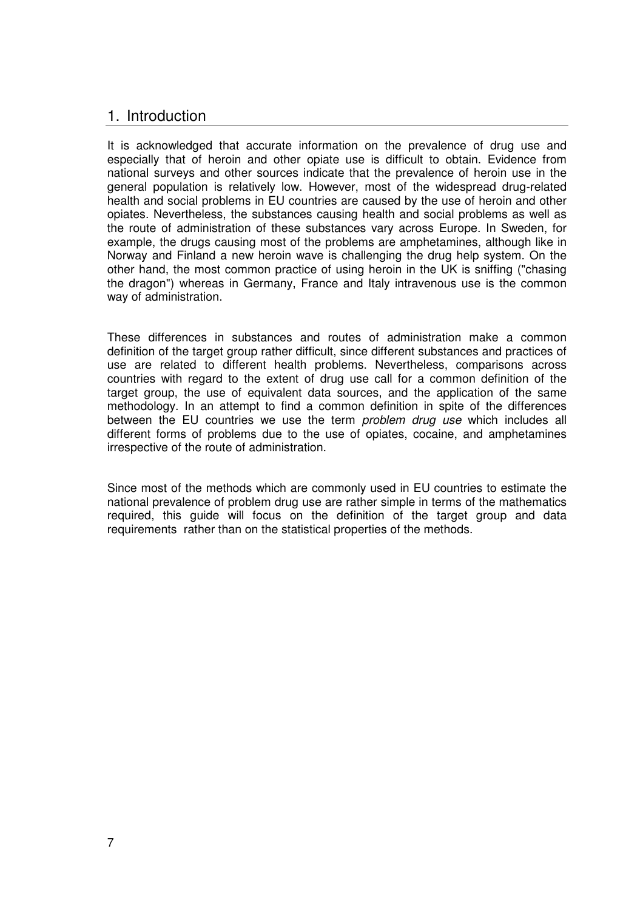## 1. Introduction

It is acknowledged that accurate information on the prevalence of drug use and especially that of heroin and other opiate use is difficult to obtain. Evidence from national surveys and other sources indicate that the prevalence of heroin use in the general population is relatively low. However, most of the widespread drug-related health and social problems in EU countries are caused by the use of heroin and other opiates. Nevertheless, the substances causing health and social problems as well as the route of administration of these substances vary across Europe. In Sweden, for example, the drugs causing most of the problems are amphetamines, although like in Norway and Finland a new heroin wave is challenging the drug help system. On the other hand, the most common practice of using heroin in the UK is sniffing ("chasing the dragon") whereas in Germany, France and Italy intravenous use is the common way of administration.

These differences in substances and routes of administration make a common definition of the target group rather difficult, since different substances and practices of use are related to different health problems. Nevertheless, comparisons across countries with regard to the extent of drug use call for a common definition of the target group, the use of equivalent data sources, and the application of the same methodology. In an attempt to find a common definition in spite of the differences between the EU countries we use the term *problem drug use* which includes all different forms of problems due to the use of opiates, cocaine, and amphetamines irrespective of the route of administration.

Since most of the methods which are commonly used in EU countries to estimate the national prevalence of problem drug use are rather simple in terms of the mathematics required, this guide will focus on the definition of the target group and data requirements rather than on the statistical properties of the methods.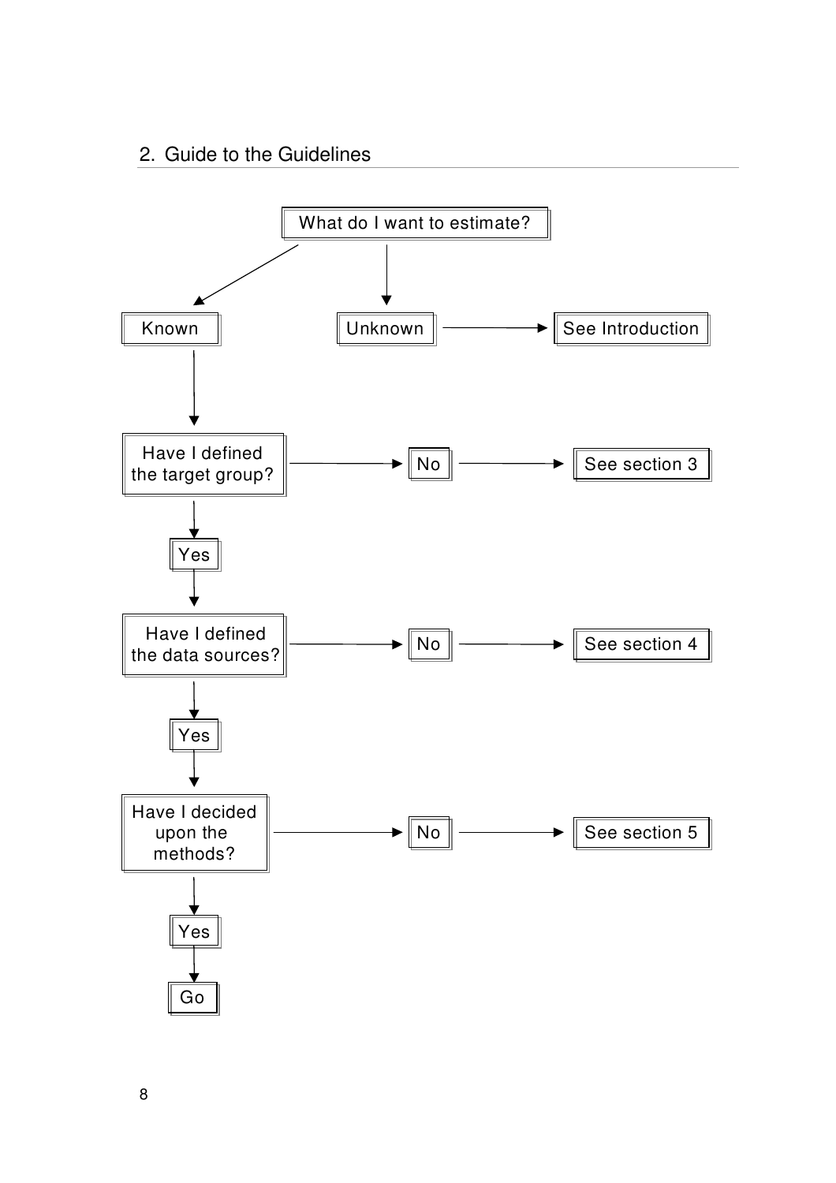## 2. Guide to the Guidelines

What do I want to estimate?

- Unknown → See Introduction
- Known
  - Have I defined the target group?
    - No → See section 3
    - Yes
      - Have I defined the data sources?
        - No → See section 4
        - Yes
          - Have I decided upon the methods?
            - No → See section 5
            - Yes → Go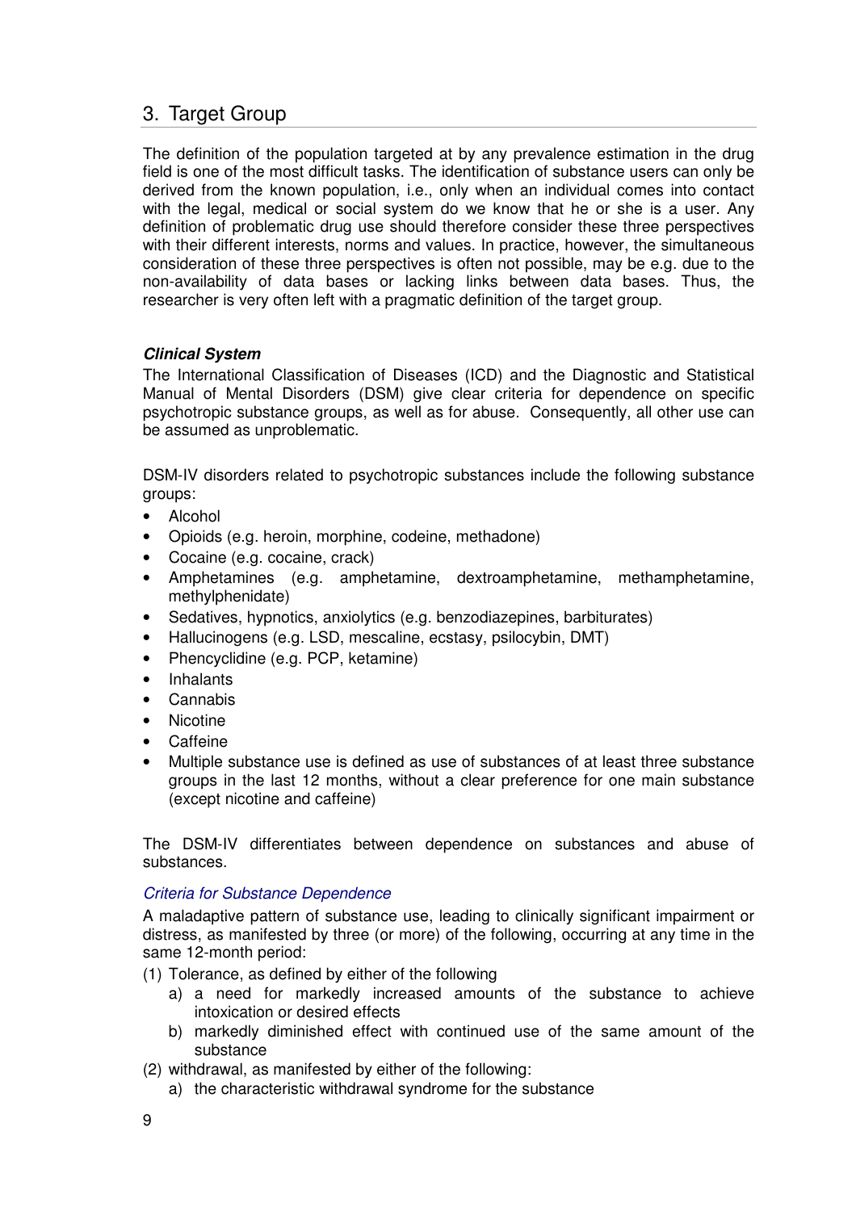## 3. Target Group

The definition of the population targeted at by any prevalence estimation in the drug field is one of the most difficult tasks. The identification of substance users can only be derived from the known population, i.e., only when an individual comes into contact with the legal, medical or social system do we know that he or she is a user. Any definition of problematic drug use should therefore consider these three perspectives with their different interests, norms and values. In practice, however, the simultaneous consideration of these three perspectives is often not possible, may be e.g. due to the non-availability of data bases or lacking links between data bases. Thus, the researcher is very often left with a pragmatic definition of the target group.

***Clinical System***

The International Classification of Diseases (ICD) and the Diagnostic and Statistical Manual of Mental Disorders (DSM) give clear criteria for dependence on specific psychotropic substance groups, as well as for abuse. Consequently, all other use can be assumed as unproblematic.

DSM-IV disorders related to psychotropic substances include the following substance groups:

- Alcohol
- Opioids (e.g. heroin, morphine, codeine, methadone)
- Cocaine (e.g. cocaine, crack)
- Amphetamines (e.g. amphetamine, dextroamphetamine, methamphetamine, methylphenidate)
- Sedatives, hypnotics, anxiolytics (e.g. benzodiazepines, barbiturates)
- Hallucinogens (e.g. LSD, mescaline, ecstasy, psilocybin, DMT)
- Phencyclidine (e.g. PCP, ketamine)
- Inhalants
- Cannabis
- Nicotine
- Caffeine
- Multiple substance use is defined as use of substances of at least three substance groups in the last 12 months, without a clear preference for one main substance (except nicotine and caffeine)

The DSM-IV differentiates between dependence on substances and abuse of substances.

*Criteria for Substance Dependence*

A maladaptive pattern of substance use, leading to clinically significant impairment or distress, as manifested by three (or more) of the following, occurring at any time in the same 12-month period:

(1) Tolerance, as defined by either of the following
   a) a need for markedly increased amounts of the substance to achieve intoxication or desired effects
   b) markedly diminished effect with continued use of the same amount of the substance
(2) withdrawal, as manifested by either of the following:
   a) the characteristic withdrawal syndrome for the substance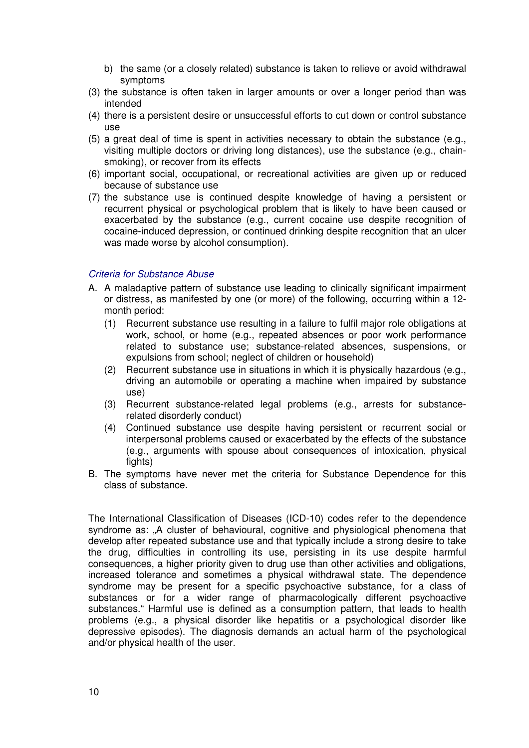b) the same (or a closely related) substance is taken to relieve or avoid withdrawal symptoms

(3) the substance is often taken in larger amounts or over a longer period than was intended

(4) there is a persistent desire or unsuccessful efforts to cut down or control substance use

(5) a great deal of time is spent in activities necessary to obtain the substance (e.g., visiting multiple doctors or driving long distances), use the substance (e.g., chain-smoking), or recover from its effects

(6) important social, occupational, or recreational activities are given up or reduced because of substance use

(7) the substance use is continued despite knowledge of having a persistent or recurrent physical or psychological problem that is likely to have been caused or exacerbated by the substance (e.g., current cocaine use despite recognition of cocaine-induced depression, or continued drinking despite recognition that an ulcer was made worse by alcohol consumption).

*Criteria for Substance Abuse*

A. A maladaptive pattern of substance use leading to clinically significant impairment or distress, as manifested by one (or more) of the following, occurring within a 12-month period:

   (1) Recurrent substance use resulting in a failure to fulfil major role obligations at work, school, or home (e.g., repeated absences or poor work performance related to substance use; substance-related absences, suspensions, or expulsions from school; neglect of children or household)

   (2) Recurrent substance use in situations in which it is physically hazardous (e.g., driving an automobile or operating a machine when impaired by substance use)

   (3) Recurrent substance-related legal problems (e.g., arrests for substance-related disorderly conduct)

   (4) Continued substance use despite having persistent or recurrent social or interpersonal problems caused or exacerbated by the effects of the substance (e.g., arguments with spouse about consequences of intoxication, physical fights)

B. The symptoms have never met the criteria for Substance Dependence for this class of substance.

The International Classification of Diseases (ICD-10) codes refer to the dependence syndrome as: „A cluster of behavioural, cognitive and physiological phenomena that develop after repeated substance use and that typically include a strong desire to take the drug, difficulties in controlling its use, persisting in its use despite harmful consequences, a higher priority given to drug use than other activities and obligations, increased tolerance and sometimes a physical withdrawal state. The dependence syndrome may be present for a specific psychoactive substance, for a class of substances or for a wider range of pharmacologically different psychoactive substances." Harmful use is defined as a consumption pattern, that leads to health problems (e.g., a physical disorder like hepatitis or a psychological disorder like depressive episodes). The diagnosis demands an actual harm of the psychological and/or physical health of the user.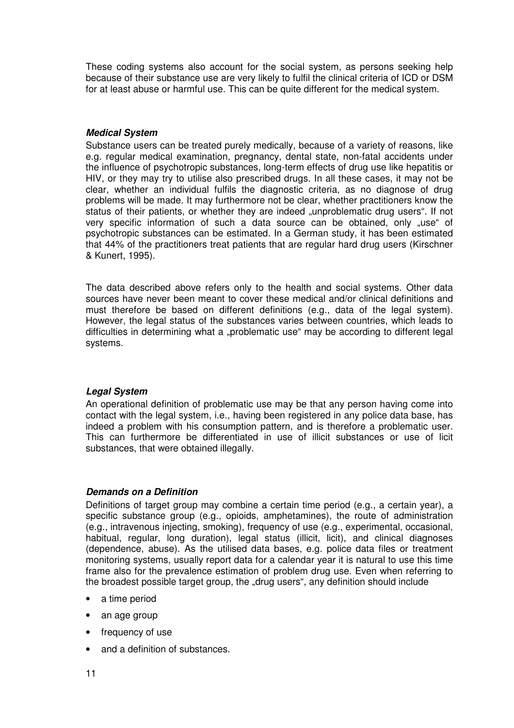These coding systems also account for the social system, as persons seeking help because of their substance use are very likely to fulfil the clinical criteria of ICD or DSM for at least abuse or harmful use. This can be quite different for the medical system.

#### ***Medical System***

Substance users can be treated purely medically, because of a variety of reasons, like e.g. regular medical examination, pregnancy, dental state, non-fatal accidents under the influence of psychotropic substances, long-term effects of drug use like hepatitis or HIV, or they may try to utilise also prescribed drugs. In all these cases, it may not be clear, whether an individual fulfils the diagnostic criteria, as no diagnose of drug problems will be made. It may furthermore not be clear, whether practitioners know the status of their patients, or whether they are indeed „unproblematic drug users". If not very specific information of such a data source can be obtained, only „use" of psychotropic substances can be estimated. In a German study, it has been estimated that 44% of the practitioners treat patients that are regular hard drug users (Kirschner & Kunert, 1995).

The data described above refers only to the health and social systems. Other data sources have never been meant to cover these medical and/or clinical definitions and must therefore be based on different definitions (e.g., data of the legal system). However, the legal status of the substances varies between countries, which leads to difficulties in determining what a „problematic use" may be according to different legal systems.

#### ***Legal System***

An operational definition of problematic use may be that any person having come into contact with the legal system, i.e., having been registered in any police data base, has indeed a problem with his consumption pattern, and is therefore a problematic user. This can furthermore be differentiated in use of illicit substances or use of licit substances, that were obtained illegally.

#### ***Demands on a Definition***

Definitions of target group may combine a certain time period (e.g., a certain year), a specific substance group (e.g., opioids, amphetamines), the route of administration (e.g., intravenous injecting, smoking), frequency of use (e.g., experimental, occasional, habitual, regular, long duration), legal status (illicit, licit), and clinical diagnoses (dependence, abuse). As the utilised data bases, e.g. police data files or treatment monitoring systems, usually report data for a calendar year it is natural to use this time frame also for the prevalence estimation of problem drug use. Even when referring to the broadest possible target group, the „drug users", any definition should include

- a time period
- an age group
- frequency of use
- and a definition of substances.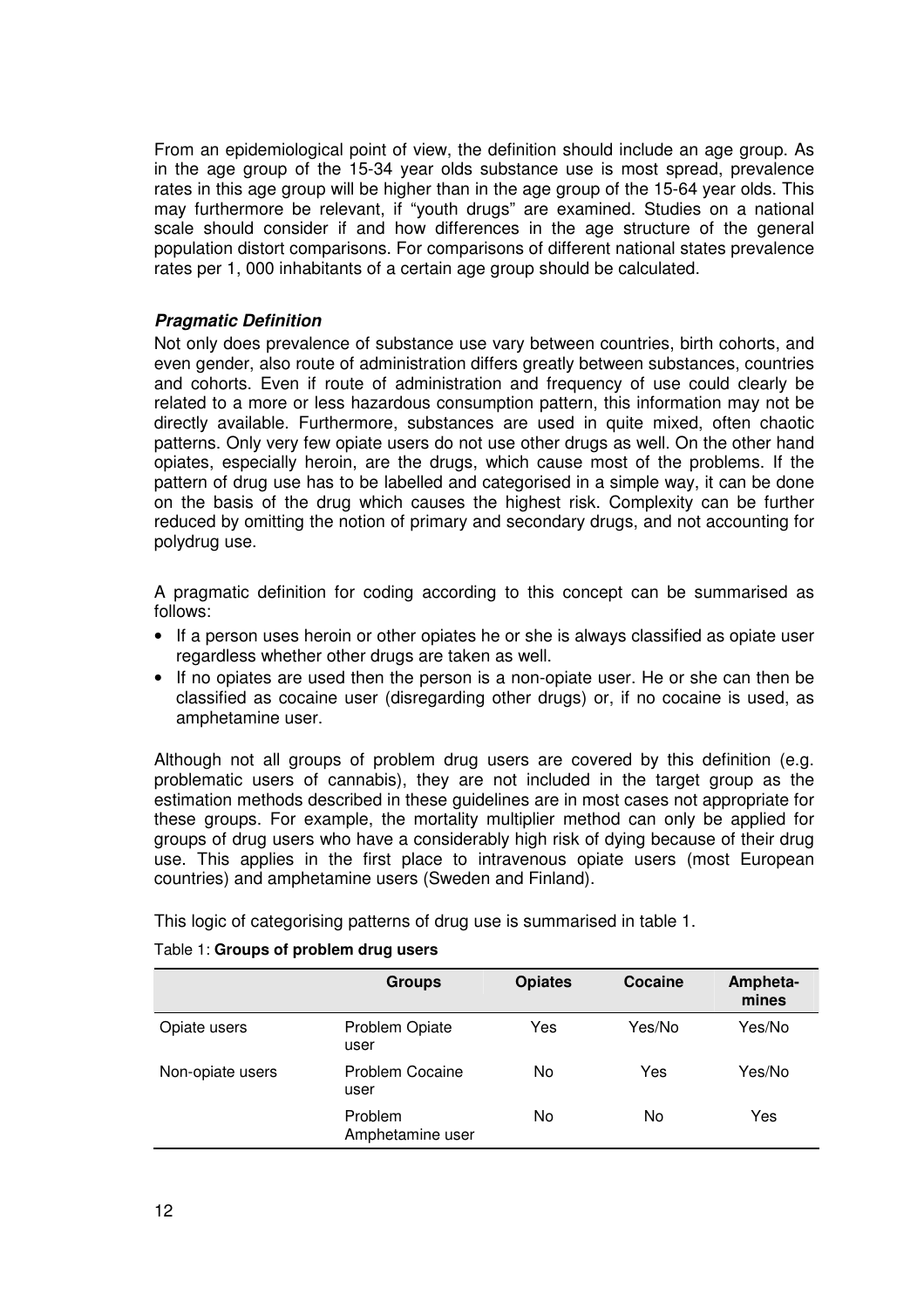From an epidemiological point of view, the definition should include an age group. As in the age group of the 15-34 year olds substance use is most spread, prevalence rates in this age group will be higher than in the age group of the 15-64 year olds. This may furthermore be relevant, if "youth drugs" are examined. Studies on a national scale should consider if and how differences in the age structure of the general population distort comparisons. For comparisons of different national states prevalence rates per 1, 000 inhabitants of a certain age group should be calculated.

***Pragmatic Definition***

Not only does prevalence of substance use vary between countries, birth cohorts, and even gender, also route of administration differs greatly between substances, countries and cohorts. Even if route of administration and frequency of use could clearly be related to a more or less hazardous consumption pattern, this information may not be directly available. Furthermore, substances are used in quite mixed, often chaotic patterns. Only very few opiate users do not use other drugs as well. On the other hand opiates, especially heroin, are the drugs, which cause most of the problems. If the pattern of drug use has to be labelled and categorised in a simple way, it can be done on the basis of the drug which causes the highest risk. Complexity can be further reduced by omitting the notion of primary and secondary drugs, and not accounting for polydrug use.

A pragmatic definition for coding according to this concept can be summarised as follows:

- If a person uses heroin or other opiates he or she is always classified as opiate user regardless whether other drugs are taken as well.
- If no opiates are used then the person is a non-opiate user. He or she can then be classified as cocaine user (disregarding other drugs) or, if no cocaine is used, as amphetamine user.

Although not all groups of problem drug users are covered by this definition (e.g. problematic users of cannabis), they are not included in the target group as the estimation methods described in these guidelines are in most cases not appropriate for these groups. For example, the mortality multiplier method can only be applied for groups of drug users who have a considerably high risk of dying because of their drug use. This applies in the first place to intravenous opiate users (most European countries) and amphetamine users (Sweden and Finland).

This logic of categorising patterns of drug use is summarised in table 1.

Table 1: **Groups of problem drug users**

| | Groups | Opiates | Cocaine | Amphetamines |
|---|---|---|---|---|
| Opiate users | Problem Opiate user | Yes | Yes/No | Yes/No |
| Non-opiate users | Problem Cocaine user | No | Yes | Yes/No |
| | Problem Amphetamine user | No | No | Yes |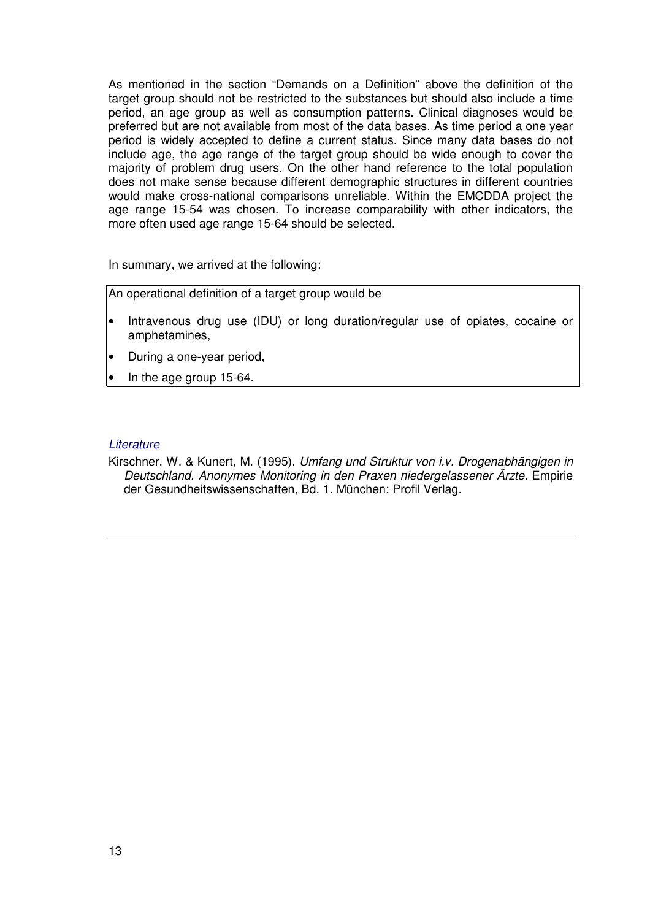As mentioned in the section "Demands on a Definition" above the definition of the target group should not be restricted to the substances but should also include a time period, an age group as well as consumption patterns. Clinical diagnoses would be preferred but are not available from most of the data bases. As time period a one year period is widely accepted to define a current status. Since many data bases do not include age, the age range of the target group should be wide enough to cover the majority of problem drug users. On the other hand reference to the total population does not make sense because different demographic structures in different countries would make cross-national comparisons unreliable. Within the EMCDDA project the age range 15-54 was chosen. To increase comparability with other indicators, the more often used age range 15-64 should be selected.

In summary, we arrived at the following:

> An operational definition of a target group would be
>
> - Intravenous drug use (IDU) or long duration/regular use of opiates, cocaine or amphetamines,
> - During a one-year period,
> - In the age group 15-64.

### *Literature*

Kirschner, W. & Kunert, M. (1995). *Umfang und Struktur von i.v. Drogenabhängigen in Deutschland. Anonymes Monitoring in den Praxen niedergelassener Ärzte.* Empirie der Gesundheitswissenschaften, Bd. 1. München: Profil Verlag.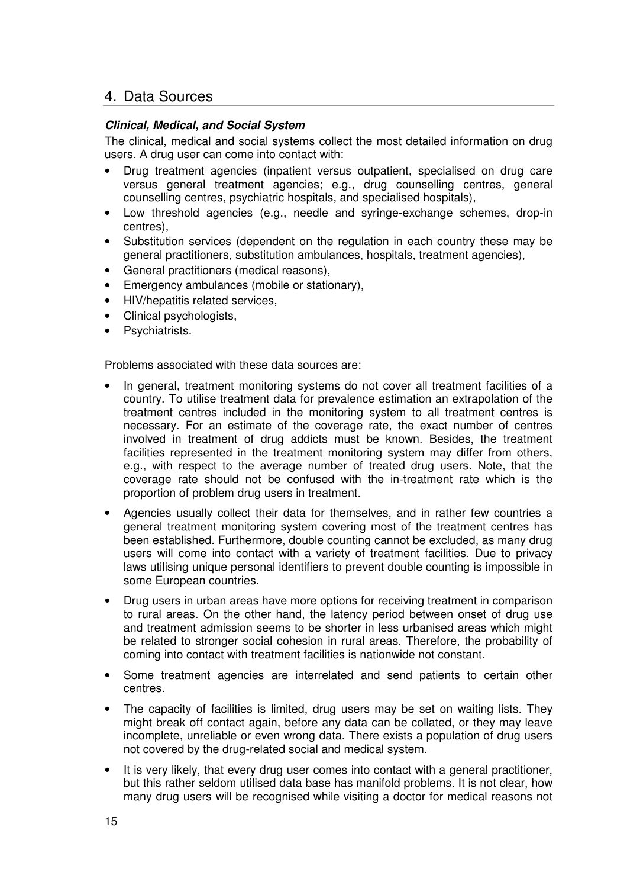# 4. Data Sources

***Clinical, Medical, and Social System***

The clinical, medical and social systems collect the most detailed information on drug users. A drug user can come into contact with:

- Drug treatment agencies (inpatient versus outpatient, specialised on drug care versus general treatment agencies; e.g., drug counselling centres, general counselling centres, psychiatric hospitals, and specialised hospitals),
- Low threshold agencies (e.g., needle and syringe-exchange schemes, drop-in centres),
- Substitution services (dependent on the regulation in each country these may be general practitioners, substitution ambulances, hospitals, treatment agencies),
- General practitioners (medical reasons),
- Emergency ambulances (mobile or stationary),
- HIV/hepatitis related services,
- Clinical psychologists,
- Psychiatrists.

Problems associated with these data sources are:

- In general, treatment monitoring systems do not cover all treatment facilities of a country. To utilise treatment data for prevalence estimation an extrapolation of the treatment centres included in the monitoring system to all treatment centres is necessary. For an estimate of the coverage rate, the exact number of centres involved in treatment of drug addicts must be known. Besides, the treatment facilities represented in the treatment monitoring system may differ from others, e.g., with respect to the average number of treated drug users. Note, that the coverage rate should not be confused with the in-treatment rate which is the proportion of problem drug users in treatment.
- Agencies usually collect their data for themselves, and in rather few countries a general treatment monitoring system covering most of the treatment centres has been established. Furthermore, double counting cannot be excluded, as many drug users will come into contact with a variety of treatment facilities. Due to privacy laws utilising unique personal identifiers to prevent double counting is impossible in some European countries.
- Drug users in urban areas have more options for receiving treatment in comparison to rural areas. On the other hand, the latency period between onset of drug use and treatment admission seems to be shorter in less urbanised areas which might be related to stronger social cohesion in rural areas. Therefore, the probability of coming into contact with treatment facilities is nationwide not constant.
- Some treatment agencies are interrelated and send patients to certain other centres.
- The capacity of facilities is limited, drug users may be set on waiting lists. They might break off contact again, before any data can be collated, or they may leave incomplete, unreliable or even wrong data. There exists a population of drug users not covered by the drug-related social and medical system.
- It is very likely, that every drug user comes into contact with a general practitioner, but this rather seldom utilised data base has manifold problems. It is not clear, how many drug users will be recognised while visiting a doctor for medical reasons not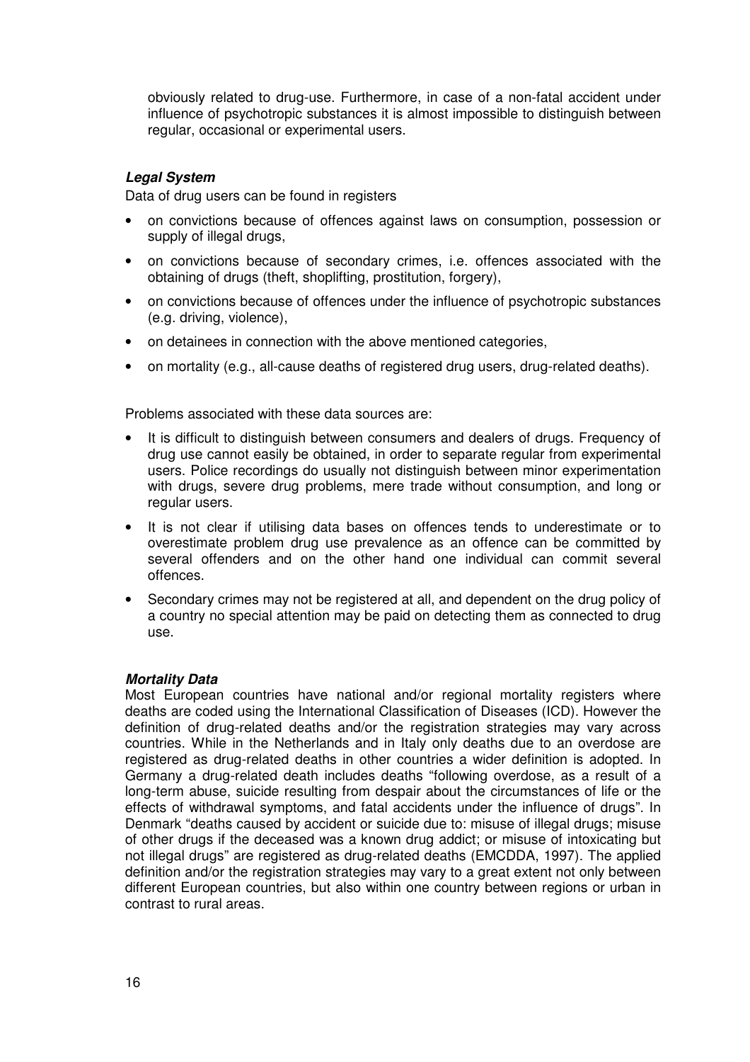obviously related to drug-use. Furthermore, in case of a non-fatal accident under influence of psychotropic substances it is almost impossible to distinguish between regular, occasional or experimental users.

***Legal System***

Data of drug users can be found in registers

- on convictions because of offences against laws on consumption, possession or supply of illegal drugs,
- on convictions because of secondary crimes, i.e. offences associated with the obtaining of drugs (theft, shoplifting, prostitution, forgery),
- on convictions because of offences under the influence of psychotropic substances (e.g. driving, violence),
- on detainees in connection with the above mentioned categories,
- on mortality (e.g., all-cause deaths of registered drug users, drug-related deaths).

Problems associated with these data sources are:

- It is difficult to distinguish between consumers and dealers of drugs. Frequency of drug use cannot easily be obtained, in order to separate regular from experimental users. Police recordings do usually not distinguish between minor experimentation with drugs, severe drug problems, mere trade without consumption, and long or regular users.
- It is not clear if utilising data bases on offences tends to underestimate or to overestimate problem drug use prevalence as an offence can be committed by several offenders and on the other hand one individual can commit several offences.
- Secondary crimes may not be registered at all, and dependent on the drug policy of a country no special attention may be paid on detecting them as connected to drug use.

***Mortality Data***

Most European countries have national and/or regional mortality registers where deaths are coded using the International Classification of Diseases (ICD). However the definition of drug-related deaths and/or the registration strategies may vary across countries. While in the Netherlands and in Italy only deaths due to an overdose are registered as drug-related deaths in other countries a wider definition is adopted. In Germany a drug-related death includes deaths "following overdose, as a result of a long-term abuse, suicide resulting from despair about the circumstances of life or the effects of withdrawal symptoms, and fatal accidents under the influence of drugs". In Denmark "deaths caused by accident or suicide due to: misuse of illegal drugs; misuse of other drugs if the deceased was a known drug addict; or misuse of intoxicating but not illegal drugs" are registered as drug-related deaths (EMCDDA, 1997). The applied definition and/or the registration strategies may vary to a great extent not only between different European countries, but also within one country between regions or urban in contrast to rural areas.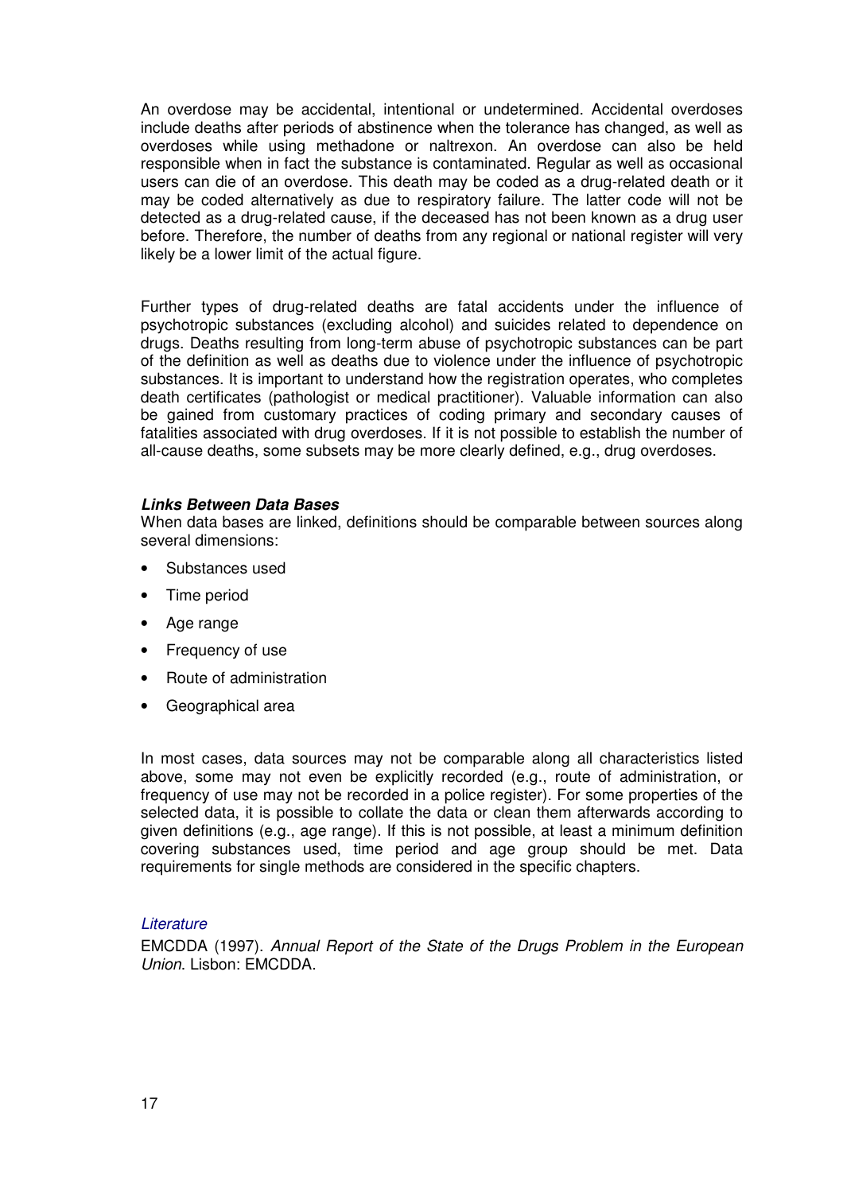An overdose may be accidental, intentional or undetermined. Accidental overdoses include deaths after periods of abstinence when the tolerance has changed, as well as overdoses while using methadone or naltrexon. An overdose can also be held responsible when in fact the substance is contaminated. Regular as well as occasional users can die of an overdose. This death may be coded as a drug-related death or it may be coded alternatively as due to respiratory failure. The latter code will not be detected as a drug-related cause, if the deceased has not been known as a drug user before. Therefore, the number of deaths from any regional or national register will very likely be a lower limit of the actual figure.

Further types of drug-related deaths are fatal accidents under the influence of psychotropic substances (excluding alcohol) and suicides related to dependence on drugs. Deaths resulting from long-term abuse of psychotropic substances can be part of the definition as well as deaths due to violence under the influence of psychotropic substances. It is important to understand how the registration operates, who completes death certificates (pathologist or medical practitioner). Valuable information can also be gained from customary practices of coding primary and secondary causes of fatalities associated with drug overdoses. If it is not possible to establish the number of all-cause deaths, some subsets may be more clearly defined, e.g., drug overdoses.

#### *Links Between Data Bases*

When data bases are linked, definitions should be comparable between sources along several dimensions:

- Substances used
- Time period
- Age range
- Frequency of use
- Route of administration
- Geographical area

In most cases, data sources may not be comparable along all characteristics listed above, some may not even be explicitly recorded (e.g., route of administration, or frequency of use may not be recorded in a police register). For some properties of the selected data, it is possible to collate the data or clean them afterwards according to given definitions (e.g., age range). If this is not possible, at least a minimum definition covering substances used, time period and age group should be met. Data requirements for single methods are considered in the specific chapters.

*Literature*

EMCDDA (1997). *Annual Report of the State of the Drugs Problem in the European Union*. Lisbon: EMCDDA.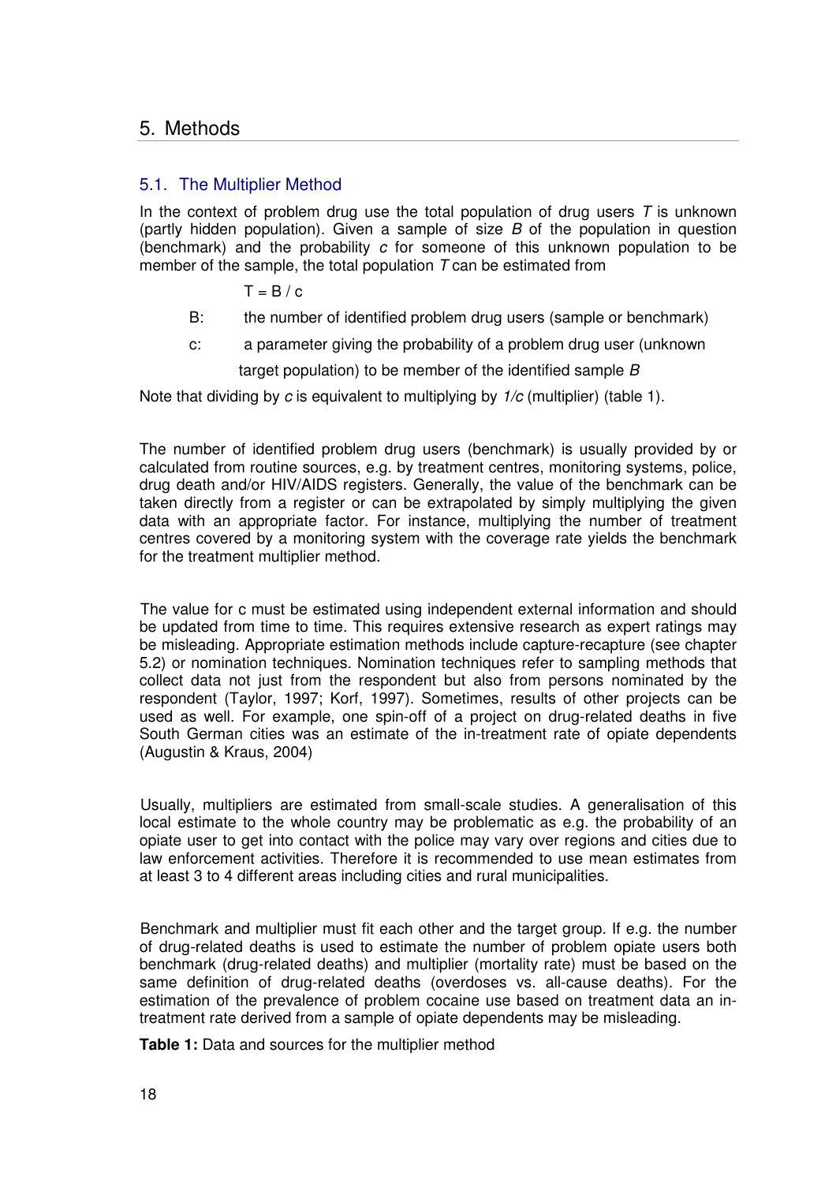# 5. Methods

## 5.1. The Multiplier Method

In the context of problem drug use the total population of drug users $T$ is unknown (partly hidden population). Given a sample of size $B$ of the population in question (benchmark) and the probability $c$ for someone of this unknown population to be member of the sample, the total population $T$ can be estimated from

$$T = B / c$$

B: the number of identified problem drug users (sample or benchmark)

c: a parameter giving the probability of a problem drug user (unknown target population) to be member of the identified sample $B$

Note that dividing by $c$ is equivalent to multiplying by $1/c$ (multiplier) (table 1).

The number of identified problem drug users (benchmark) is usually provided by or calculated from routine sources, e.g. by treatment centres, monitoring systems, police, drug death and/or HIV/AIDS registers. Generally, the value of the benchmark can be taken directly from a register or can be extrapolated by simply multiplying the given data with an appropriate factor. For instance, multiplying the number of treatment centres covered by a monitoring system with the coverage rate yields the benchmark for the treatment multiplier method.

The value for c must be estimated using independent external information and should be updated from time to time. This requires extensive research as expert ratings may be misleading. Appropriate estimation methods include capture-recapture (see chapter 5.2) or nomination techniques. Nomination techniques refer to sampling methods that collect data not just from the respondent but also from persons nominated by the respondent (Taylor, 1997; Korf, 1997). Sometimes, results of other projects can be used as well. For example, one spin-off of a project on drug-related deaths in five South German cities was an estimate of the in-treatment rate of opiate dependents (Augustin & Kraus, 2004)

Usually, multipliers are estimated from small-scale studies. A generalisation of this local estimate to the whole country may be problematic as e.g. the probability of an opiate user to get into contact with the police may vary over regions and cities due to law enforcement activities. Therefore it is recommended to use mean estimates from at least 3 to 4 different areas including cities and rural municipalities.

Benchmark and multiplier must fit each other and the target group. If e.g. the number of drug-related deaths is used to estimate the number of problem opiate users both benchmark (drug-related deaths) and multiplier (mortality rate) must be based on the same definition of drug-related deaths (overdoses vs. all-cause deaths). For the estimation of the prevalence of problem cocaine use based on treatment data an in-treatment rate derived from a sample of opiate dependents may be misleading.

**Table 1:** Data and sources for the multiplier method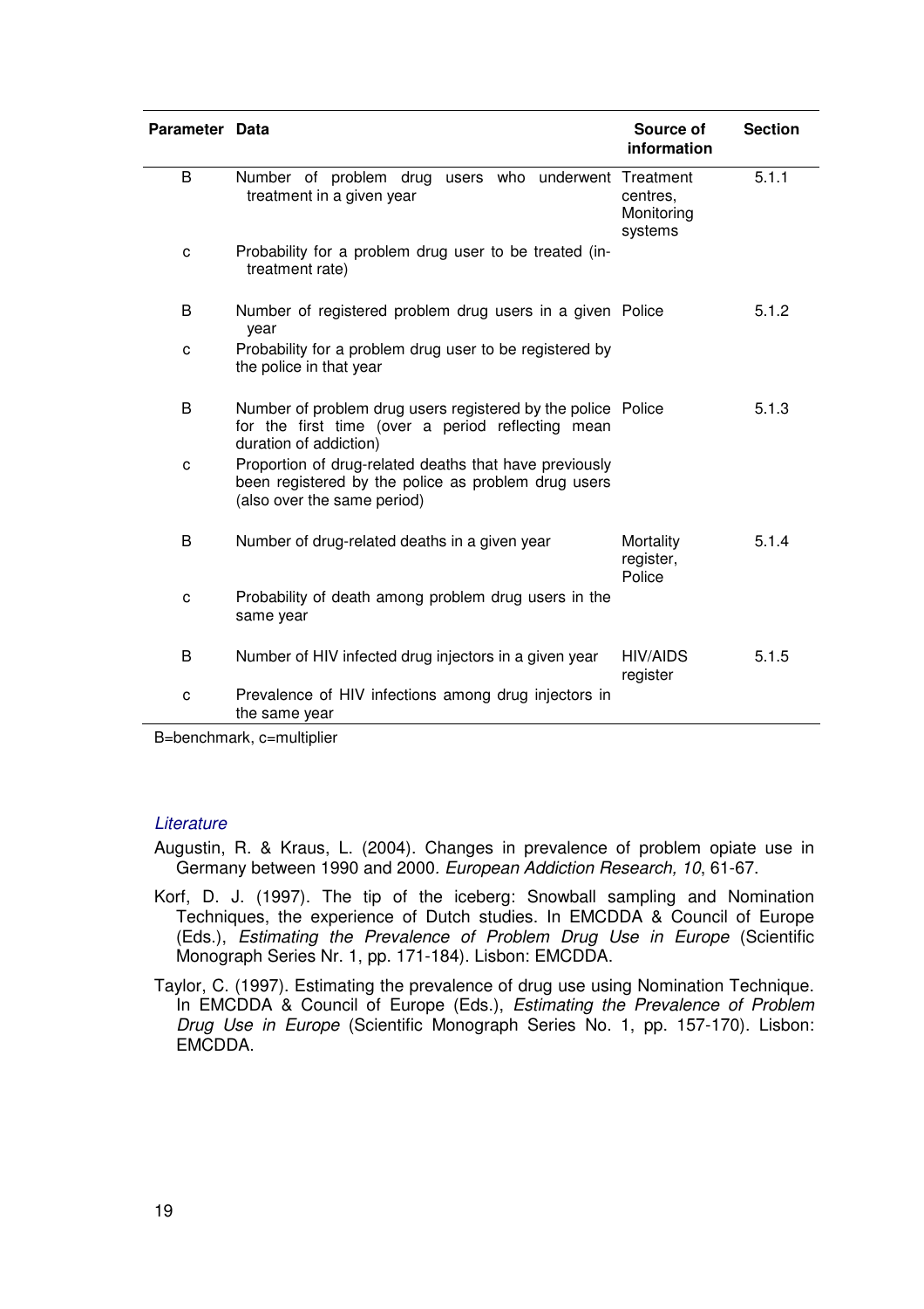| Parameter | Data | Source of information | Section |
|---|---|---|---|
| B | Number of problem drug users who underwent treatment in a given year | Treatment centres, Monitoring systems | 5.1.1 |
| c | Probability for a problem drug user to be treated (in-treatment rate) | | |
| B | Number of registered problem drug users in a given year | Police | 5.1.2 |
| c | Probability for a problem drug user to be registered by the police in that year | | |
| B | Number of problem drug users registered by the police for the first time (over a period reflecting mean duration of addiction) | Police | 5.1.3 |
| c | Proportion of drug-related deaths that have previously been registered by the police as problem drug users (also over the same period) | | |
| B | Number of drug-related deaths in a given year | Mortality register, Police | 5.1.4 |
| c | Probability of death among problem drug users in the same year | | |
| B | Number of HIV infected drug injectors in a given year | HIV/AIDS register | 5.1.5 |
| c | Prevalence of HIV infections among drug injectors in the same year | | |

B=benchmark, c=multiplier

*Literature*

Augustin, R. & Kraus, L. (2004). Changes in prevalence of problem opiate use in Germany between 1990 and 2000. *European Addiction Research, 10*, 61-67.

Korf, D. J. (1997). The tip of the iceberg: Snowball sampling and Nomination Techniques, the experience of Dutch studies. In EMCDDA & Council of Europe (Eds.), *Estimating the Prevalence of Problem Drug Use in Europe* (Scientific Monograph Series Nr. 1, pp. 171-184). Lisbon: EMCDDA.

Taylor, C. (1997). Estimating the prevalence of drug use using Nomination Technique. In EMCDDA & Council of Europe (Eds.), *Estimating the Prevalence of Problem Drug Use in Europe* (Scientific Monograph Series No. 1, pp. 157-170). Lisbon: EMCDDA.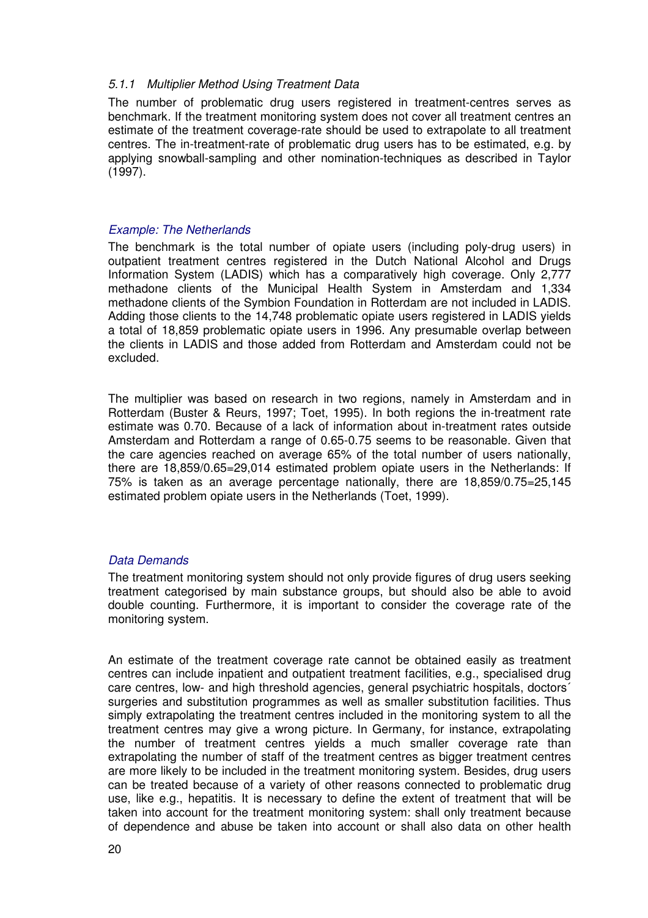#### *5.1.1 Multiplier Method Using Treatment Data*

The number of problematic drug users registered in treatment-centres serves as benchmark. If the treatment monitoring system does not cover all treatment centres an estimate of the treatment coverage-rate should be used to extrapolate to all treatment centres. The in-treatment-rate of problematic drug users has to be estimated, e.g. by applying snowball-sampling and other nomination-techniques as described in Taylor (1997).

*Example: The Netherlands*

The benchmark is the total number of opiate users (including poly-drug users) in outpatient treatment centres registered in the Dutch National Alcohol and Drugs Information System (LADIS) which has a comparatively high coverage. Only 2,777 methadone clients of the Municipal Health System in Amsterdam and 1,334 methadone clients of the Symbion Foundation in Rotterdam are not included in LADIS. Adding those clients to the 14,748 problematic opiate users registered in LADIS yields a total of 18,859 problematic opiate users in 1996. Any presumable overlap between the clients in LADIS and those added from Rotterdam and Amsterdam could not be excluded.

The multiplier was based on research in two regions, namely in Amsterdam and in Rotterdam (Buster & Reurs, 1997; Toet, 1995). In both regions the in-treatment rate estimate was 0.70. Because of a lack of information about in-treatment rates outside Amsterdam and Rotterdam a range of 0.65-0.75 seems to be reasonable. Given that the care agencies reached on average 65% of the total number of users nationally, there are 18,859/0.65=29,014 estimated problem opiate users in the Netherlands: If 75% is taken as an average percentage nationally, there are 18,859/0.75=25,145 estimated problem opiate users in the Netherlands (Toet, 1999).

*Data Demands*

The treatment monitoring system should not only provide figures of drug users seeking treatment categorised by main substance groups, but should also be able to avoid double counting. Furthermore, it is important to consider the coverage rate of the monitoring system.

An estimate of the treatment coverage rate cannot be obtained easily as treatment centres can include inpatient and outpatient treatment facilities, e.g., specialised drug care centres, low- and high threshold agencies, general psychiatric hospitals, doctors´ surgeries and substitution programmes as well as smaller substitution facilities. Thus simply extrapolating the treatment centres included in the monitoring system to all the treatment centres may give a wrong picture. In Germany, for instance, extrapolating the number of treatment centres yields a much smaller coverage rate than extrapolating the number of staff of the treatment centres as bigger treatment centres are more likely to be included in the treatment monitoring system. Besides, drug users can be treated because of a variety of other reasons connected to problematic drug use, like e.g., hepatitis. It is necessary to define the extent of treatment that will be taken into account for the treatment monitoring system: shall only treatment because of dependence and abuse be taken into account or shall also data on other health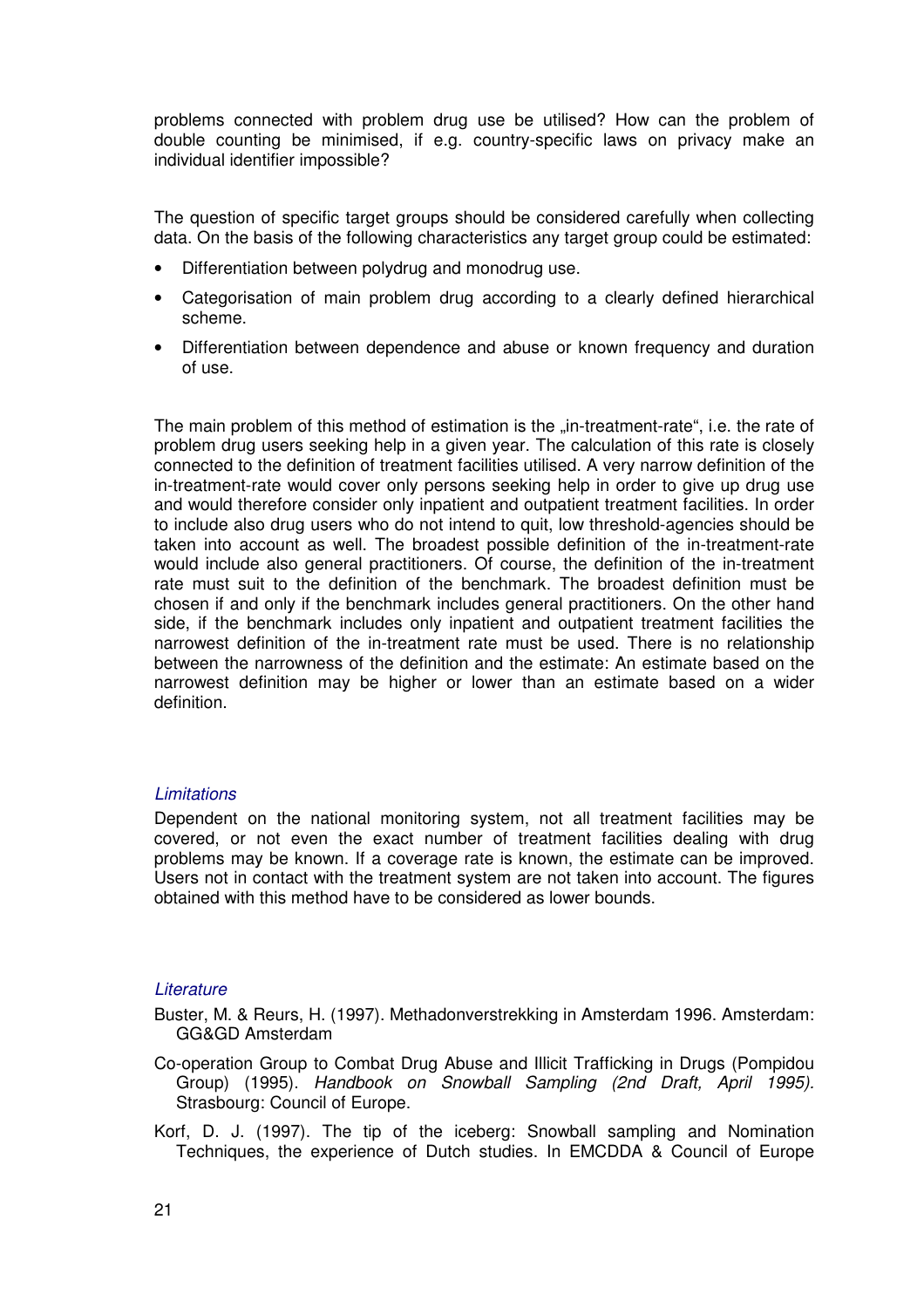problems connected with problem drug use be utilised? How can the problem of double counting be minimised, if e.g. country-specific laws on privacy make an individual identifier impossible?

The question of specific target groups should be considered carefully when collecting data. On the basis of the following characteristics any target group could be estimated:

- Differentiation between polydrug and monodrug use.
- Categorisation of main problem drug according to a clearly defined hierarchical scheme.
- Differentiation between dependence and abuse or known frequency and duration of use.

The main problem of this method of estimation is the „in-treatment-rate", i.e. the rate of problem drug users seeking help in a given year. The calculation of this rate is closely connected to the definition of treatment facilities utilised. A very narrow definition of the in-treatment-rate would cover only persons seeking help in order to give up drug use and would therefore consider only inpatient and outpatient treatment facilities. In order to include also drug users who do not intend to quit, low threshold-agencies should be taken into account as well. The broadest possible definition of the in-treatment-rate would include also general practitioners. Of course, the definition of the in-treatment rate must suit to the definition of the benchmark. The broadest definition must be chosen if and only if the benchmark includes general practitioners. On the other hand side, if the benchmark includes only inpatient and outpatient treatment facilities the narrowest definition of the in-treatment rate must be used. There is no relationship between the narrowness of the definition and the estimate: An estimate based on the narrowest definition may be higher or lower than an estimate based on a wider definition.

### *Limitations*

Dependent on the national monitoring system, not all treatment facilities may be covered, or not even the exact number of treatment facilities dealing with drug problems may be known. If a coverage rate is known, the estimate can be improved. Users not in contact with the treatment system are not taken into account. The figures obtained with this method have to be considered as lower bounds.

### *Literature*

Buster, M. & Reurs, H. (1997). Methadonverstrekking in Amsterdam 1996. Amsterdam: GG&GD Amsterdam

Co-operation Group to Combat Drug Abuse and Illicit Trafficking in Drugs (Pompidou Group) (1995). *Handbook on Snowball Sampling (2nd Draft, April 1995).* Strasbourg: Council of Europe.

Korf, D. J. (1997). The tip of the iceberg: Snowball sampling and Nomination Techniques, the experience of Dutch studies. In EMCDDA & Council of Europe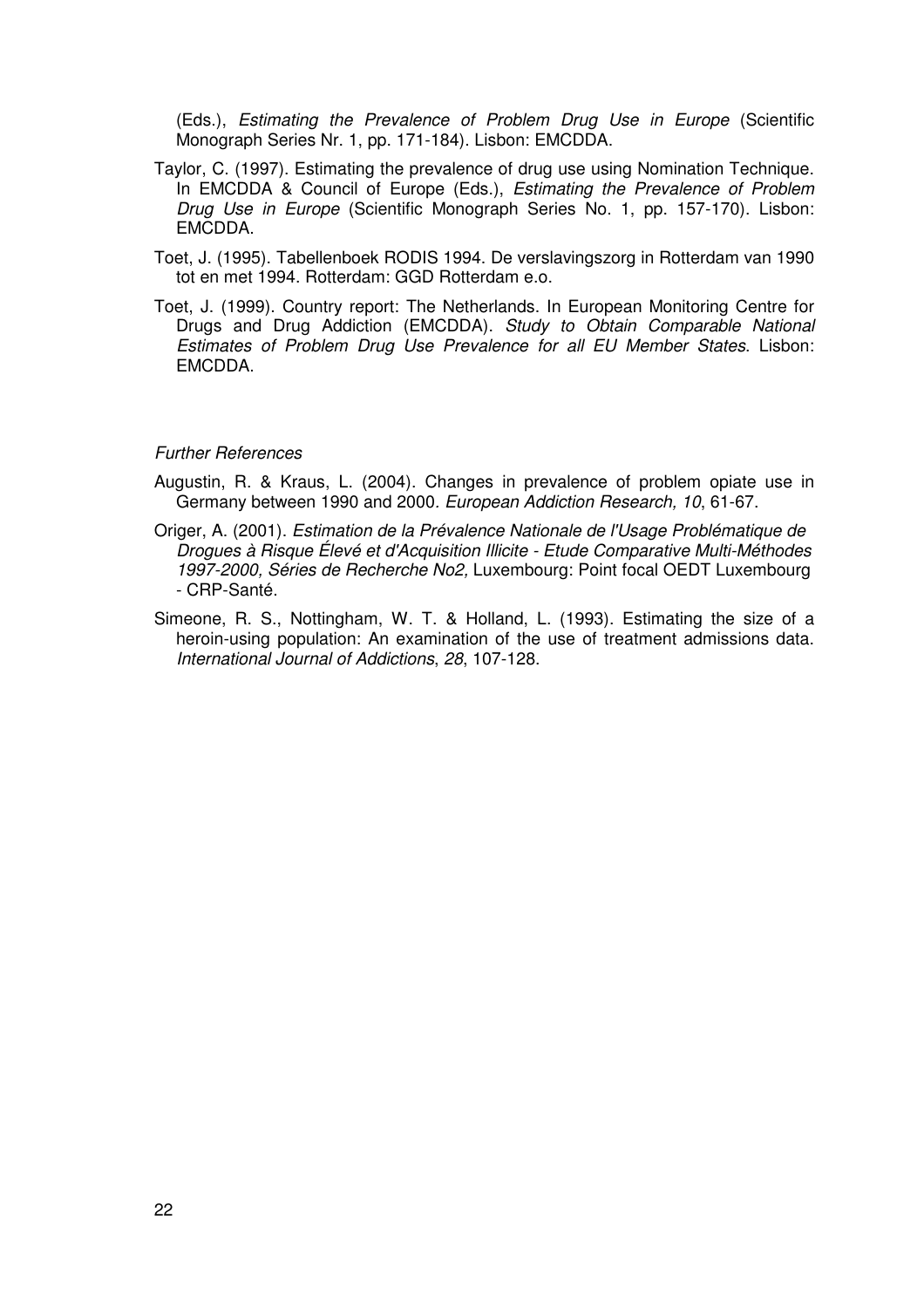(Eds.), *Estimating the Prevalence of Problem Drug Use in Europe* (Scientific Monograph Series Nr. 1, pp. 171-184). Lisbon: EMCDDA.

Taylor, C. (1997). Estimating the prevalence of drug use using Nomination Technique. In EMCDDA & Council of Europe (Eds.), *Estimating the Prevalence of Problem Drug Use in Europe* (Scientific Monograph Series No. 1, pp. 157-170). Lisbon: EMCDDA.

Toet, J. (1995). Tabellenboek RODIS 1994. De verslavingszorg in Rotterdam van 1990 tot en met 1994. Rotterdam: GGD Rotterdam e.o.

Toet, J. (1999). Country report: The Netherlands. In European Monitoring Centre for Drugs and Drug Addiction (EMCDDA). *Study to Obtain Comparable National Estimates of Problem Drug Use Prevalence for all EU Member States*. Lisbon: EMCDDA.

*Further References*

Augustin, R. & Kraus, L. (2004). Changes in prevalence of problem opiate use in Germany between 1990 and 2000. *European Addiction Research, 10*, 61-67.

Origer, A. (2001). *Estimation de la Prévalence Nationale de l'Usage Problématique de Drogues à Risque Élevé et d'Acquisition Illicite - Etude Comparative Multi-Méthodes 1997-2000, Séries de Recherche No2,* Luxembourg: Point focal OEDT Luxembourg - CRP-Santé.

Simeone, R. S., Nottingham, W. T. & Holland, L. (1993). Estimating the size of a heroin-using population: An examination of the use of treatment admissions data. *International Journal of Addictions*, *28*, 107-128.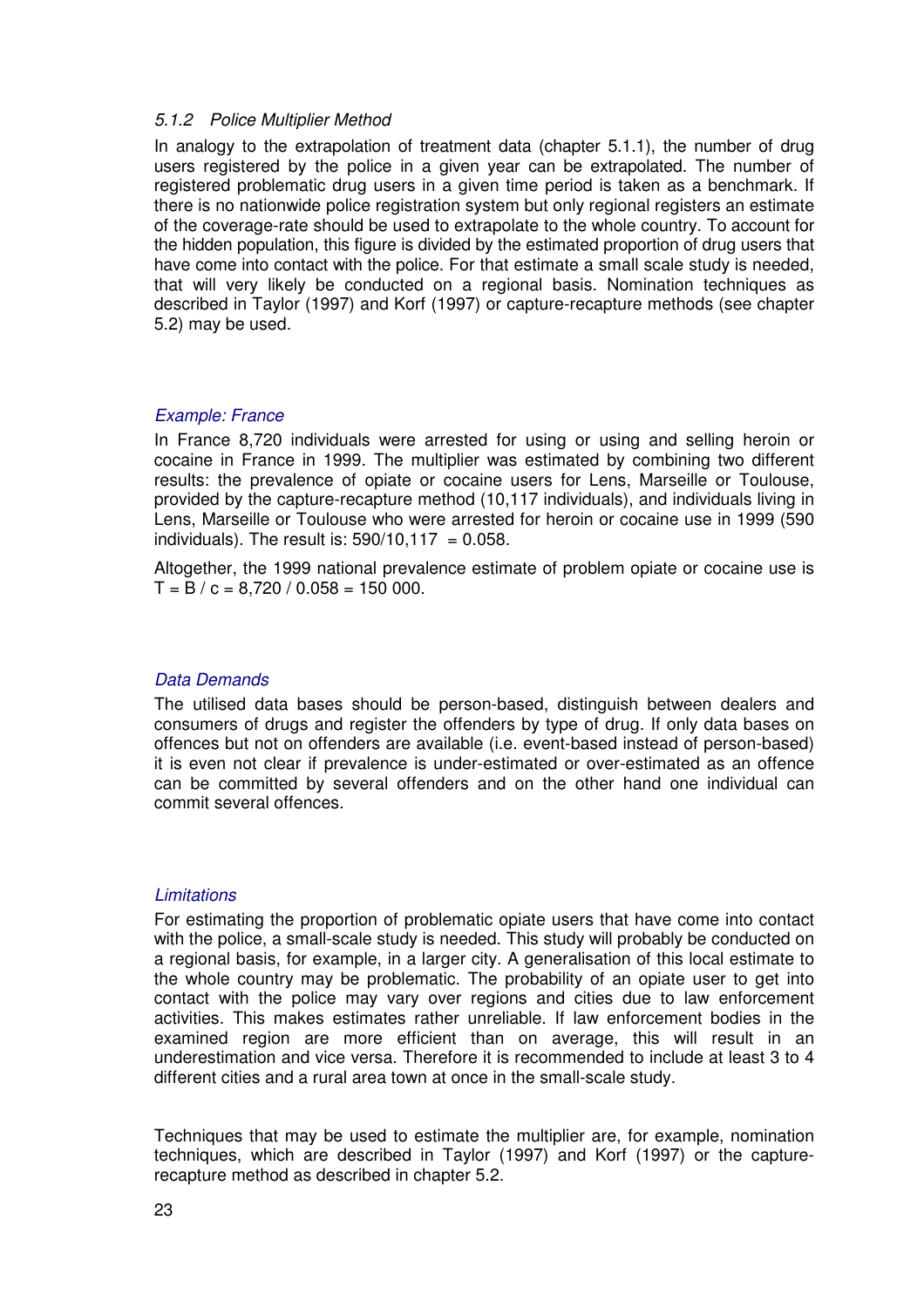### *5.1.2 Police Multiplier Method*

In analogy to the extrapolation of treatment data (chapter 5.1.1), the number of drug users registered by the police in a given year can be extrapolated. The number of registered problematic drug users in a given time period is taken as a benchmark. If there is no nationwide police registration system but only regional registers an estimate of the coverage-rate should be used to extrapolate to the whole country. To account for the hidden population, this figure is divided by the estimated proportion of drug users that have come into contact with the police. For that estimate a small scale study is needed, that will very likely be conducted on a regional basis. Nomination techniques as described in Taylor (1997) and Korf (1997) or capture-recapture methods (see chapter 5.2) may be used.

*Example: France*

In France 8,720 individuals were arrested for using or using and selling heroin or cocaine in France in 1999. The multiplier was estimated by combining two different results: the prevalence of opiate or cocaine users for Lens, Marseille or Toulouse, provided by the capture-recapture method (10,117 individuals), and individuals living in Lens, Marseille or Toulouse who were arrested for heroin or cocaine use in 1999 (590 individuals). The result is: $590/10{,}117 = 0.058$.

Altogether, the 1999 national prevalence estimate of problem opiate or cocaine use is $T = B / c = 8{,}720 / 0.058 = 150\ 000$.

*Data Demands*

The utilised data bases should be person-based, distinguish between dealers and consumers of drugs and register the offenders by type of drug. If only data bases on offences but not on offenders are available (i.e. event-based instead of person-based) it is even not clear if prevalence is under-estimated or over-estimated as an offence can be committed by several offenders and on the other hand one individual can commit several offences.

*Limitations*

For estimating the proportion of problematic opiate users that have come into contact with the police, a small-scale study is needed. This study will probably be conducted on a regional basis, for example, in a larger city. A generalisation of this local estimate to the whole country may be problematic. The probability of an opiate user to get into contact with the police may vary over regions and cities due to law enforcement activities. This makes estimates rather unreliable. If law enforcement bodies in the examined region are more efficient than on average, this will result in an underestimation and vice versa. Therefore it is recommended to include at least 3 to 4 different cities and a rural area town at once in the small-scale study.

Techniques that may be used to estimate the multiplier are, for example, nomination techniques, which are described in Taylor (1997) and Korf (1997) or the capture-recapture method as described in chapter 5.2.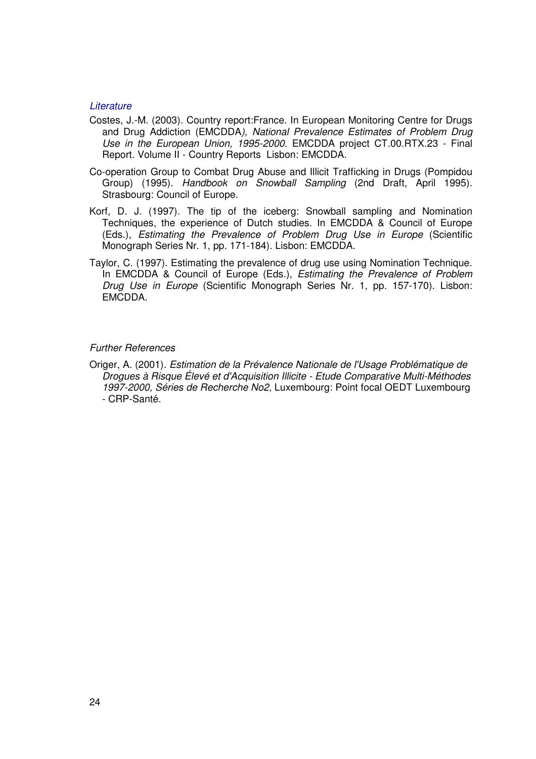*Literature*

Costes, J.-M. (2003). Country report:France. In European Monitoring Centre for Drugs and Drug Addiction (EMCDDA*), National Prevalence Estimates of Problem Drug Use in the European Union, 1995-2000*. EMCDDA project CT.00.RTX.23 - Final Report. Volume II - Country Reports Lisbon: EMCDDA.

Co-operation Group to Combat Drug Abuse and Illicit Trafficking in Drugs (Pompidou Group) (1995). *Handbook on Snowball Sampling* (2nd Draft, April 1995). Strasbourg: Council of Europe.

Korf, D. J. (1997). The tip of the iceberg: Snowball sampling and Nomination Techniques, the experience of Dutch studies. In EMCDDA & Council of Europe (Eds.), *Estimating the Prevalence of Problem Drug Use in Europe* (Scientific Monograph Series Nr. 1, pp. 171-184). Lisbon: EMCDDA.

Taylor, C. (1997). Estimating the prevalence of drug use using Nomination Technique. In EMCDDA & Council of Europe (Eds.), *Estimating the Prevalence of Problem Drug Use in Europe* (Scientific Monograph Series Nr. 1, pp. 157-170). Lisbon: EMCDDA.

*Further References*

Origer, A. (2001). *Estimation de la Prévalence Nationale de l'Usage Problématique de Drogues à Risque Élevé et d'Acquisition Illicite - Etude Comparative Multi-Méthodes 1997-2000, Séries de Recherche No2,* Luxembourg: Point focal OEDT Luxembourg - CRP-Santé.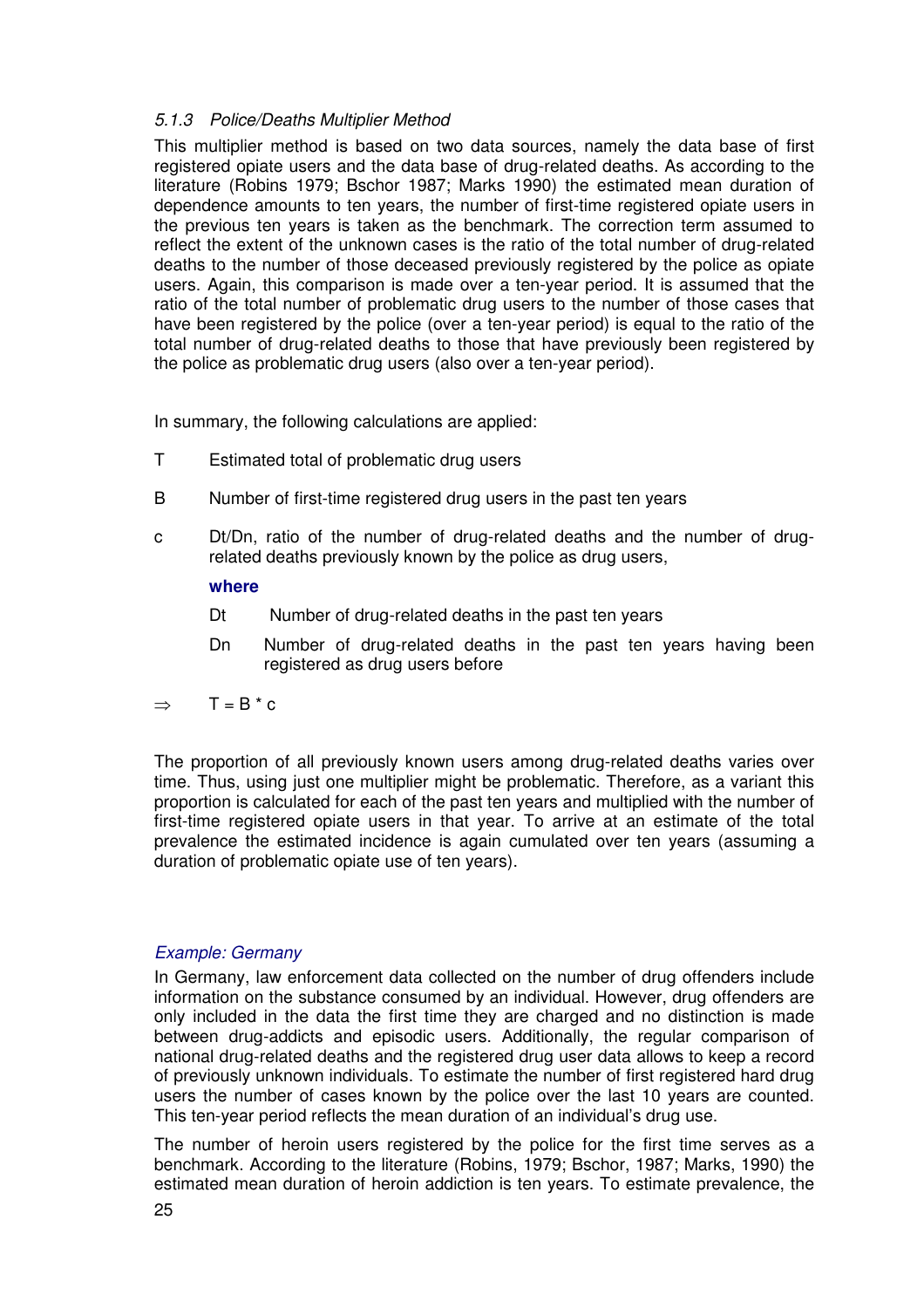### *5.1.3 Police/Deaths Multiplier Method*

This multiplier method is based on two data sources, namely the data base of first registered opiate users and the data base of drug-related deaths. As according to the literature (Robins 1979; Bschor 1987; Marks 1990) the estimated mean duration of dependence amounts to ten years, the number of first-time registered opiate users in the previous ten years is taken as the benchmark. The correction term assumed to reflect the extent of the unknown cases is the ratio of the total number of drug-related deaths to the number of those deceased previously registered by the police as opiate users. Again, this comparison is made over a ten-year period. It is assumed that the ratio of the total number of problematic drug users to the number of those cases that have been registered by the police (over a ten-year period) is equal to the ratio of the total number of drug-related deaths to those that have previously been registered by the police as problematic drug users (also over a ten-year period).

In summary, the following calculations are applied:

T Estimated total of problematic drug users

B Number of first-time registered drug users in the past ten years

c Dt/Dn, ratio of the number of drug-related deaths and the number of drug-related deaths previously known by the police as drug users,

**where**

Dt Number of drug-related deaths in the past ten years

Dn Number of drug-related deaths in the past ten years having been registered as drug users before

$\Rightarrow$ $T = B * c$

The proportion of all previously known users among drug-related deaths varies over time. Thus, using just one multiplier might be problematic. Therefore, as a variant this proportion is calculated for each of the past ten years and multiplied with the number of first-time registered opiate users in that year. To arrive at an estimate of the total prevalence the estimated incidence is again cumulated over ten years (assuming a duration of problematic opiate use of ten years).

*Example: Germany*

In Germany, law enforcement data collected on the number of drug offenders include information on the substance consumed by an individual. However, drug offenders are only included in the data the first time they are charged and no distinction is made between drug-addicts and episodic users. Additionally, the regular comparison of national drug-related deaths and the registered drug user data allows to keep a record of previously unknown individuals. To estimate the number of first registered hard drug users the number of cases known by the police over the last 10 years are counted. This ten-year period reflects the mean duration of an individual's drug use.

The number of heroin users registered by the police for the first time serves as a benchmark. According to the literature (Robins, 1979; Bschor, 1987; Marks, 1990) the estimated mean duration of heroin addiction is ten years. To estimate prevalence, the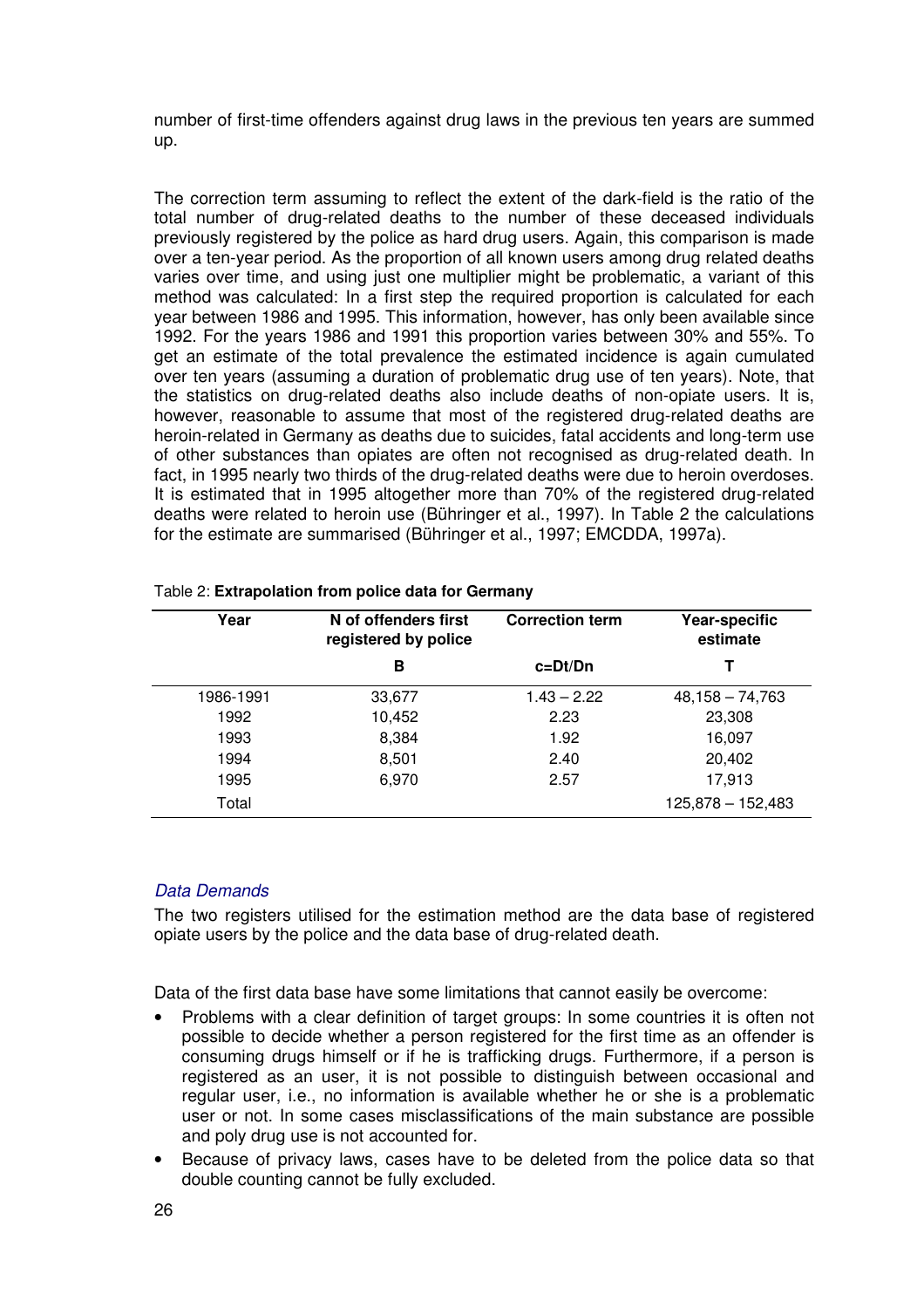number of first-time offenders against drug laws in the previous ten years are summed up.

The correction term assuming to reflect the extent of the dark-field is the ratio of the total number of drug-related deaths to the number of these deceased individuals previously registered by the police as hard drug users. Again, this comparison is made over a ten-year period. As the proportion of all known users among drug related deaths varies over time, and using just one multiplier might be problematic, a variant of this method was calculated: In a first step the required proportion is calculated for each year between 1986 and 1995. This information, however, has only been available since 1992. For the years 1986 and 1991 this proportion varies between 30% and 55%. To get an estimate of the total prevalence the estimated incidence is again cumulated over ten years (assuming a duration of problematic drug use of ten years). Note, that the statistics on drug-related deaths also include deaths of non-opiate users. It is, however, reasonable to assume that most of the registered drug-related deaths are heroin-related in Germany as deaths due to suicides, fatal accidents and long-term use of other substances than opiates are often not recognised as drug-related death. In fact, in 1995 nearly two thirds of the drug-related deaths were due to heroin overdoses. It is estimated that in 1995 altogether more than 70% of the registered drug-related deaths were related to heroin use (Bühringer et al., 1997). In Table 2 the calculations for the estimate are summarised (Bühringer et al., 1997; EMCDDA, 1997a).

Table 2: **Extrapolation from police data for Germany**

| Year | N of offenders first registered by police | Correction term | Year-specific estimate |
|---|---|---|---|
| | **B** | **c=Dt/Dn** | **T** |
| 1986-1991 | 33,677 | 1.43 – 2.22 | 48,158 – 74,763 |
| 1992 | 10,452 | 2.23 | 23,308 |
| 1993 | 8,384 | 1.92 | 16,097 |
| 1994 | 8,501 | 2.40 | 20,402 |
| 1995 | 6,970 | 2.57 | 17,913 |
| Total | | | 125,878 – 152,483 |

### *Data Demands*

The two registers utilised for the estimation method are the data base of registered opiate users by the police and the data base of drug-related death.

Data of the first data base have some limitations that cannot easily be overcome:

- Problems with a clear definition of target groups: In some countries it is often not possible to decide whether a person registered for the first time as an offender is consuming drugs himself or if he is trafficking drugs. Furthermore, if a person is registered as an user, it is not possible to distinguish between occasional and regular user, i.e., no information is available whether he or she is a problematic user or not. In some cases misclassifications of the main substance are possible and poly drug use is not accounted for.
- Because of privacy laws, cases have to be deleted from the police data so that double counting cannot be fully excluded.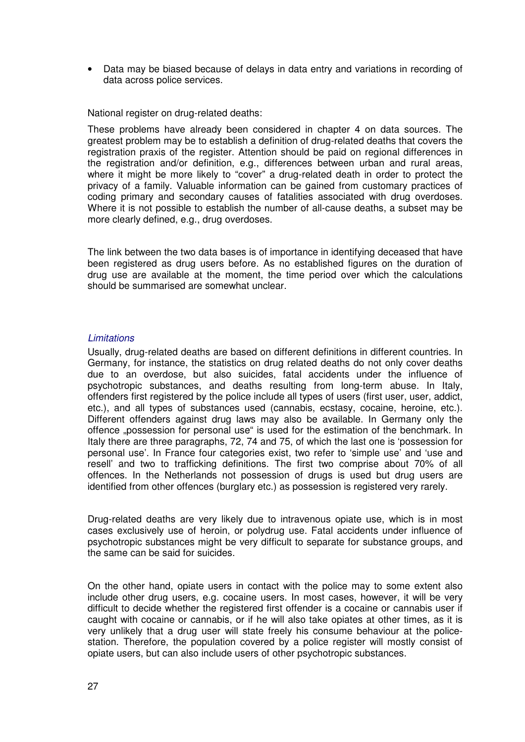- Data may be biased because of delays in data entry and variations in recording of data across police services.

National register on drug-related deaths:

These problems have already been considered in chapter 4 on data sources. The greatest problem may be to establish a definition of drug-related deaths that covers the registration praxis of the register. Attention should be paid on regional differences in the registration and/or definition, e.g., differences between urban and rural areas, where it might be more likely to "cover" a drug-related death in order to protect the privacy of a family. Valuable information can be gained from customary practices of coding primary and secondary causes of fatalities associated with drug overdoses. Where it is not possible to establish the number of all-cause deaths, a subset may be more clearly defined, e.g., drug overdoses.

The link between the two data bases is of importance in identifying deceased that have been registered as drug users before. As no established figures on the duration of drug use are available at the moment, the time period over which the calculations should be summarised are somewhat unclear.

*Limitations*

Usually, drug-related deaths are based on different definitions in different countries. In Germany, for instance, the statistics on drug related deaths do not only cover deaths due to an overdose, but also suicides, fatal accidents under the influence of psychotropic substances, and deaths resulting from long-term abuse. In Italy, offenders first registered by the police include all types of users (first user, user, addict, etc.), and all types of substances used (cannabis, ecstasy, cocaine, heroine, etc.). Different offenders against drug laws may also be available. In Germany only the offence „possession for personal use" is used for the estimation of the benchmark. In Italy there are three paragraphs, 72, 74 and 75, of which the last one is 'possession for personal use'. In France four categories exist, two refer to 'simple use' and 'use and resell' and two to trafficking definitions. The first two comprise about 70% of all offences. In the Netherlands not possession of drugs is used but drug users are identified from other offences (burglary etc.) as possession is registered very rarely.

Drug-related deaths are very likely due to intravenous opiate use, which is in most cases exclusively use of heroin, or polydrug use. Fatal accidents under influence of psychotropic substances might be very difficult to separate for substance groups, and the same can be said for suicides.

On the other hand, opiate users in contact with the police may to some extent also include other drug users, e.g. cocaine users. In most cases, however, it will be very difficult to decide whether the registered first offender is a cocaine or cannabis user if caught with cocaine or cannabis, or if he will also take opiates at other times, as it is very unlikely that a drug user will state freely his consume behaviour at the police-station. Therefore, the population covered by a police register will mostly consist of opiate users, but can also include users of other psychotropic substances.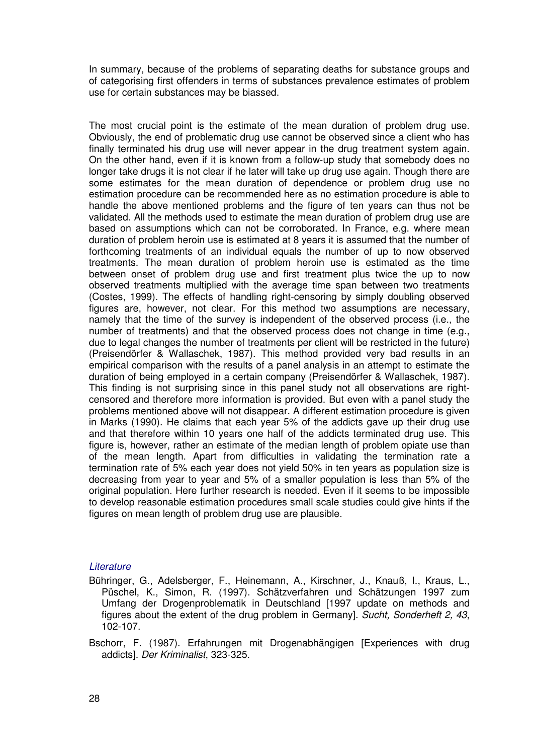In summary, because of the problems of separating deaths for substance groups and of categorising first offenders in terms of substances prevalence estimates of problem use for certain substances may be biassed.

The most crucial point is the estimate of the mean duration of problem drug use. Obviously, the end of problematic drug use cannot be observed since a client who has finally terminated his drug use will never appear in the drug treatment system again. On the other hand, even if it is known from a follow-up study that somebody does no longer take drugs it is not clear if he later will take up drug use again. Though there are some estimates for the mean duration of dependence or problem drug use no estimation procedure can be recommended here as no estimation procedure is able to handle the above mentioned problems and the figure of ten years can thus not be validated. All the methods used to estimate the mean duration of problem drug use are based on assumptions which can not be corroborated. In France, e.g. where mean duration of problem heroin use is estimated at 8 years it is assumed that the number of forthcoming treatments of an individual equals the number of up to now observed treatments. The mean duration of problem heroin use is estimated as the time between onset of problem drug use and first treatment plus twice the up to now observed treatments multiplied with the average time span between two treatments (Costes, 1999). The effects of handling right-censoring by simply doubling observed figures are, however, not clear. For this method two assumptions are necessary, namely that the time of the survey is independent of the observed process (i.e., the number of treatments) and that the observed process does not change in time (e.g., due to legal changes the number of treatments per client will be restricted in the future) (Preisendörfer & Wallaschek, 1987). This method provided very bad results in an empirical comparison with the results of a panel analysis in an attempt to estimate the duration of being employed in a certain company (Preisendörfer & Wallaschek, 1987). This finding is not surprising since in this panel study not all observations are right-censored and therefore more information is provided. But even with a panel study the problems mentioned above will not disappear. A different estimation procedure is given in Marks (1990). He claims that each year 5% of the addicts gave up their drug use and that therefore within 10 years one half of the addicts terminated drug use. This figure is, however, rather an estimate of the median length of problem opiate use than of the mean length. Apart from difficulties in validating the termination rate a termination rate of 5% each year does not yield 50% in ten years as population size is decreasing from year to year and 5% of a smaller population is less than 5% of the original population. Here further research is needed. Even if it seems to be impossible to develop reasonable estimation procedures small scale studies could give hints if the figures on mean length of problem drug use are plausible.

### *Literature*

Bühringer, G., Adelsberger, F., Heinemann, A., Kirschner, J., Knauß, I., Kraus, L., Püschel, K., Simon, R. (1997). Schätzverfahren und Schätzungen 1997 zum Umfang der Drogenproblematik in Deutschland [1997 update on methods and figures about the extent of the drug problem in Germany]. *Sucht, Sonderheft 2, 43*, 102-107.

Bschorr, F. (1987). Erfahrungen mit Drogenabhängigen [Experiences with drug addicts]. *Der Kriminalist*, 323-325.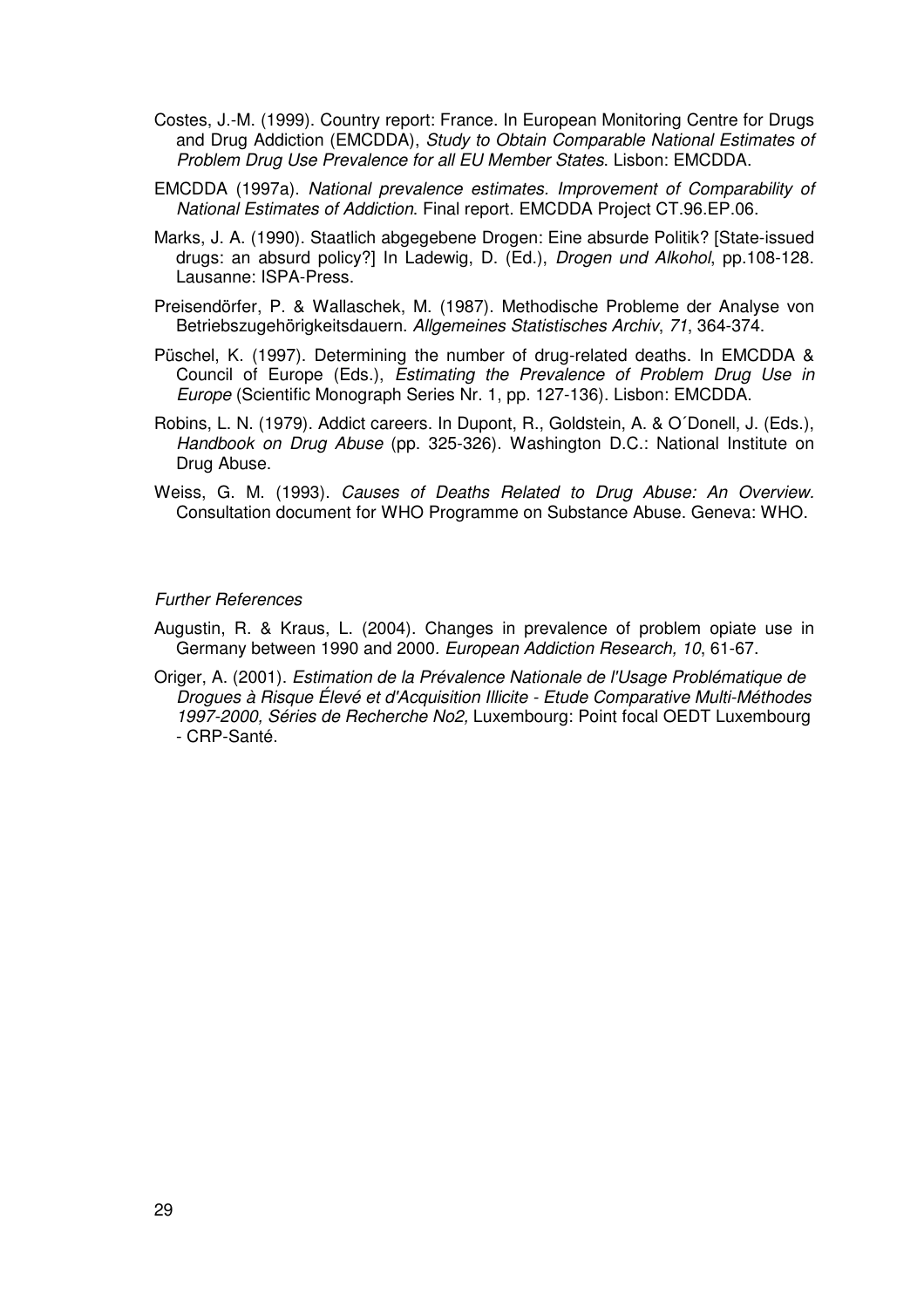Costes, J.-M. (1999). Country report: France. In European Monitoring Centre for Drugs and Drug Addiction (EMCDDA), *Study to Obtain Comparable National Estimates of Problem Drug Use Prevalence for all EU Member States*. Lisbon: EMCDDA.

EMCDDA (1997a). *National prevalence estimates. Improvement of Comparability of National Estimates of Addiction*. Final report. EMCDDA Project CT.96.EP.06.

Marks, J. A. (1990). Staatlich abgegebene Drogen: Eine absurde Politik? [State-issued drugs: an absurd policy?] In Ladewig, D. (Ed.), *Drogen und Alkohol*, pp.108-128. Lausanne: ISPA-Press.

Preisendörfer, P. & Wallaschek, M. (1987). Methodische Probleme der Analyse von Betriebszugehörigkeitsdauern. *Allgemeines Statistisches Archiv*, *71*, 364-374.

Püschel, K. (1997). Determining the number of drug-related deaths. In EMCDDA & Council of Europe (Eds.), *Estimating the Prevalence of Problem Drug Use in Europe* (Scientific Monograph Series Nr. 1, pp. 127-136). Lisbon: EMCDDA.

Robins, L. N. (1979). Addict careers. In Dupont, R., Goldstein, A. & O´Donell, J. (Eds.), *Handbook on Drug Abuse* (pp. 325-326). Washington D.C.: National Institute on Drug Abuse.

Weiss, G. M. (1993). *Causes of Deaths Related to Drug Abuse: An Overview*. Consultation document for WHO Programme on Substance Abuse. Geneva: WHO.

*Further References*

Augustin, R. & Kraus, L. (2004). Changes in prevalence of problem opiate use in Germany between 1990 and 2000. *European Addiction Research, 10*, 61-67.

Origer, A. (2001). *Estimation de la Prévalence Nationale de l'Usage Problématique de Drogues à Risque Élevé et d'Acquisition Illicite - Etude Comparative Multi-Méthodes 1997-2000, Séries de Recherche No2,* Luxembourg: Point focal OEDT Luxembourg - CRP-Santé.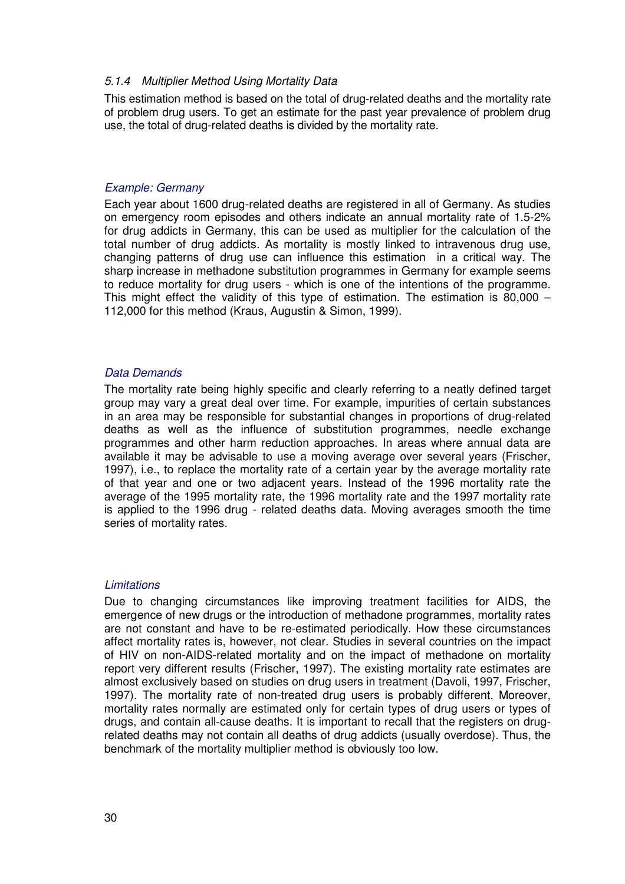### *5.1.4 Multiplier Method Using Mortality Data*

This estimation method is based on the total of drug-related deaths and the mortality rate of problem drug users. To get an estimate for the past year prevalence of problem drug use, the total of drug-related deaths is divided by the mortality rate.

*Example: Germany*

Each year about 1600 drug-related deaths are registered in all of Germany. As studies on emergency room episodes and others indicate an annual mortality rate of 1.5-2% for drug addicts in Germany, this can be used as multiplier for the calculation of the total number of drug addicts. As mortality is mostly linked to intravenous drug use, changing patterns of drug use can influence this estimation in a critical way. The sharp increase in methadone substitution programmes in Germany for example seems to reduce mortality for drug users - which is one of the intentions of the programme. This might effect the validity of this type of estimation. The estimation is 80,000 – 112,000 for this method (Kraus, Augustin & Simon, 1999).

*Data Demands*

The mortality rate being highly specific and clearly referring to a neatly defined target group may vary a great deal over time. For example, impurities of certain substances in an area may be responsible for substantial changes in proportions of drug-related deaths as well as the influence of substitution programmes, needle exchange programmes and other harm reduction approaches. In areas where annual data are available it may be advisable to use a moving average over several years (Frischer, 1997), i.e., to replace the mortality rate of a certain year by the average mortality rate of that year and one or two adjacent years. Instead of the 1996 mortality rate the average of the 1995 mortality rate, the 1996 mortality rate and the 1997 mortality rate is applied to the 1996 drug - related deaths data. Moving averages smooth the time series of mortality rates.

*Limitations*

Due to changing circumstances like improving treatment facilities for AIDS, the emergence of new drugs or the introduction of methadone programmes, mortality rates are not constant and have to be re-estimated periodically. How these circumstances affect mortality rates is, however, not clear. Studies in several countries on the impact of HIV on non-AIDS-related mortality and on the impact of methadone on mortality report very different results (Frischer, 1997). The existing mortality rate estimates are almost exclusively based on studies on drug users in treatment (Davoli, 1997, Frischer, 1997). The mortality rate of non-treated drug users is probably different. Moreover, mortality rates normally are estimated only for certain types of drug users or types of drugs, and contain all-cause deaths. It is important to recall that the registers on drug-related deaths may not contain all deaths of drug addicts (usually overdose). Thus, the benchmark of the mortality multiplier method is obviously too low.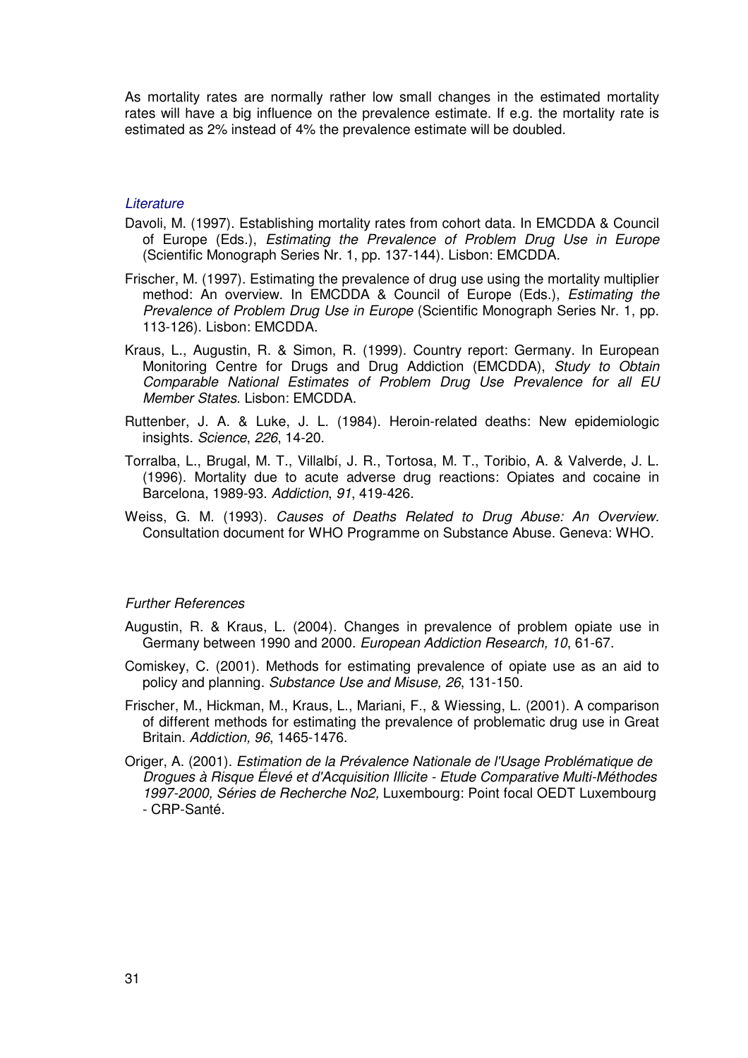As mortality rates are normally rather low small changes in the estimated mortality rates will have a big influence on the prevalence estimate. If e.g. the mortality rate is estimated as 2% instead of 4% the prevalence estimate will be doubled.

### *Literature*

Davoli, M. (1997). Establishing mortality rates from cohort data. In EMCDDA & Council of Europe (Eds.), *Estimating the Prevalence of Problem Drug Use in Europe* (Scientific Monograph Series Nr. 1, pp. 137-144). Lisbon: EMCDDA.

Frischer, M. (1997). Estimating the prevalence of drug use using the mortality multiplier method: An overview. In EMCDDA & Council of Europe (Eds.), *Estimating the Prevalence of Problem Drug Use in Europe* (Scientific Monograph Series Nr. 1, pp. 113-126). Lisbon: EMCDDA.

Kraus, L., Augustin, R. & Simon, R. (1999). Country report: Germany. In European Monitoring Centre for Drugs and Drug Addiction (EMCDDA), *Study to Obtain Comparable National Estimates of Problem Drug Use Prevalence for all EU Member States*. Lisbon: EMCDDA.

Ruttenber, J. A. & Luke, J. L. (1984). Heroin-related deaths: New epidemiologic insights. *Science*, *226*, 14-20.

Torralba, L., Brugal, M. T., Villalbí, J. R., Tortosa, M. T., Toribio, A. & Valverde, J. L. (1996). Mortality due to acute adverse drug reactions: Opiates and cocaine in Barcelona, 1989-93. *Addiction*, *91*, 419-426.

Weiss, G. M. (1993). *Causes of Deaths Related to Drug Abuse: An Overview.* Consultation document for WHO Programme on Substance Abuse. Geneva: WHO.

### *Further References*

Augustin, R. & Kraus, L. (2004). Changes in prevalence of problem opiate use in Germany between 1990 and 2000. *European Addiction Research, 10*, 61-67.

Comiskey, C. (2001). Methods for estimating prevalence of opiate use as an aid to policy and planning. *Substance Use and Misuse, 26*, 131-150.

Frischer, M., Hickman, M., Kraus, L., Mariani, F., & Wiessing, L. (2001). A comparison of different methods for estimating the prevalence of problematic drug use in Great Britain. *Addiction, 96*, 1465-1476.

Origer, A. (2001). *Estimation de la Prévalence Nationale de l'Usage Problématique de Drogues à Risque Élevé et d'Acquisition Illicite - Etude Comparative Multi-Méthodes 1997-2000, Séries de Recherche No2,* Luxembourg: Point focal OEDT Luxembourg - CRP-Santé.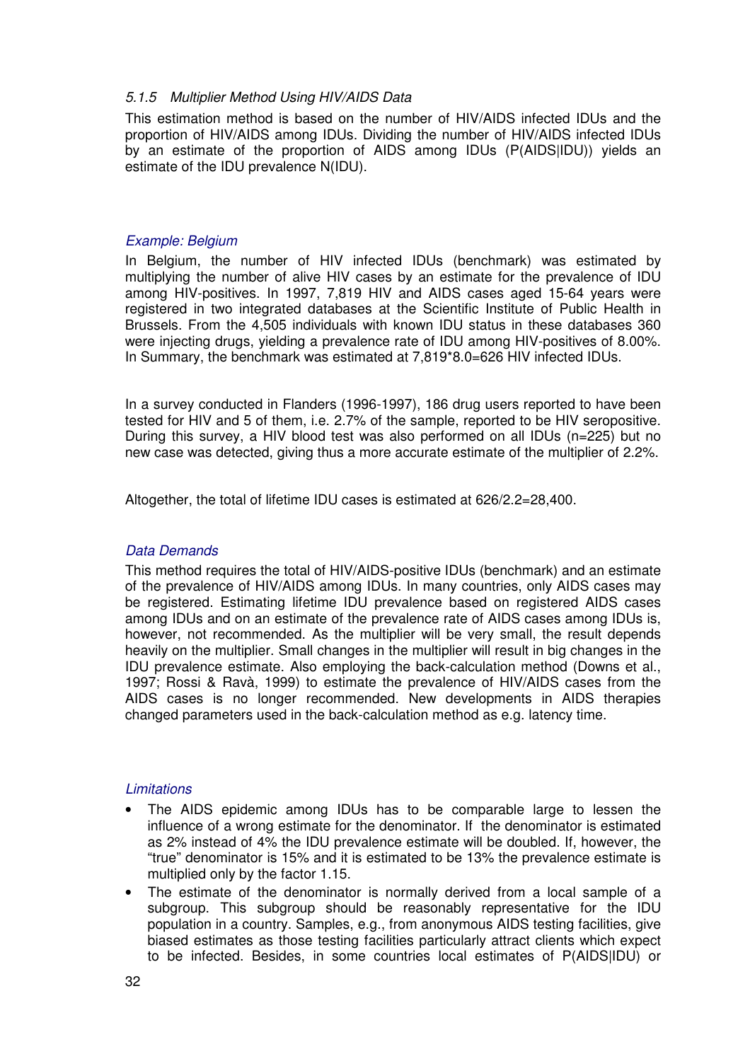### *5.1.5 Multiplier Method Using HIV/AIDS Data*

This estimation method is based on the number of HIV/AIDS infected IDUs and the proportion of HIV/AIDS among IDUs. Dividing the number of HIV/AIDS infected IDUs by an estimate of the proportion of AIDS among IDUs (P(AIDS|IDU)) yields an estimate of the IDU prevalence N(IDU).

*Example: Belgium*

In Belgium, the number of HIV infected IDUs (benchmark) was estimated by multiplying the number of alive HIV cases by an estimate for the prevalence of IDU among HIV-positives. In 1997, 7,819 HIV and AIDS cases aged 15-64 years were registered in two integrated databases at the Scientific Institute of Public Health in Brussels. From the 4,505 individuals with known IDU status in these databases 360 were injecting drugs, yielding a prevalence rate of IDU among HIV-positives of 8.00%. In Summary, the benchmark was estimated at 7,819*8.0=626 HIV infected IDUs.

In a survey conducted in Flanders (1996-1997), 186 drug users reported to have been tested for HIV and 5 of them, i.e. 2.7% of the sample, reported to be HIV seropositive. During this survey, a HIV blood test was also performed on all IDUs (n=225) but no new case was detected, giving thus a more accurate estimate of the multiplier of 2.2%.

Altogether, the total of lifetime IDU cases is estimated at 626/2.2=28,400.

*Data Demands*

This method requires the total of HIV/AIDS-positive IDUs (benchmark) and an estimate of the prevalence of HIV/AIDS among IDUs. In many countries, only AIDS cases may be registered. Estimating lifetime IDU prevalence based on registered AIDS cases among IDUs and on an estimate of the prevalence rate of AIDS cases among IDUs is, however, not recommended. As the multiplier will be very small, the result depends heavily on the multiplier. Small changes in the multiplier will result in big changes in the IDU prevalence estimate. Also employing the back-calculation method (Downs et al., 1997; Rossi & Ravà, 1999) to estimate the prevalence of HIV/AIDS cases from the AIDS cases is no longer recommended. New developments in AIDS therapies changed parameters used in the back-calculation method as e.g. latency time.

*Limitations*

- The AIDS epidemic among IDUs has to be comparable large to lessen the influence of a wrong estimate for the denominator. If the denominator is estimated as 2% instead of 4% the IDU prevalence estimate will be doubled. If, however, the "true" denominator is 15% and it is estimated to be 13% the prevalence estimate is multiplied only by the factor 1.15.
- The estimate of the denominator is normally derived from a local sample of a subgroup. This subgroup should be reasonably representative for the IDU population in a country. Samples, e.g., from anonymous AIDS testing facilities, give biased estimates as those testing facilities particularly attract clients which expect to be infected. Besides, in some countries local estimates of P(AIDS|IDU) or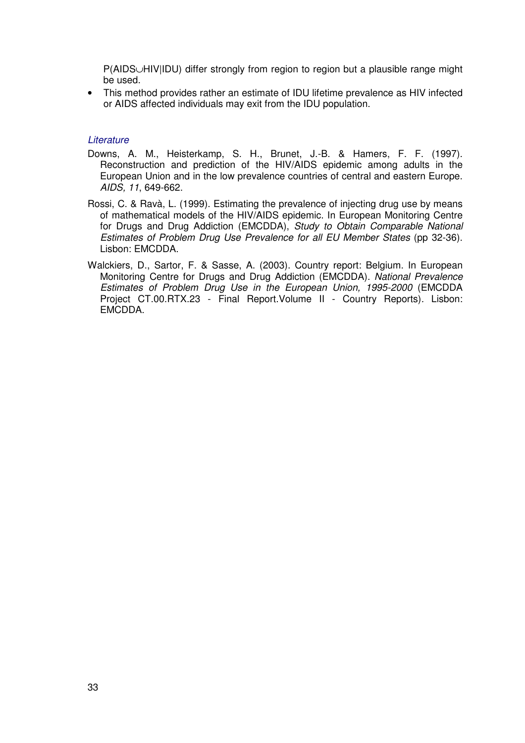$P(AIDS \cup HIV|IDU)$ differ strongly from region to region but a plausible range might be used.

- This method provides rather an estimate of IDU lifetime prevalence as HIV infected or AIDS affected individuals may exit from the IDU population.

*Literature*

Downs, A. M., Heisterkamp, S. H., Brunet, J.-B. & Hamers, F. F. (1997). Reconstruction and prediction of the HIV/AIDS epidemic among adults in the European Union and in the low prevalence countries of central and eastern Europe. *AIDS, 11*, 649-662.

Rossi, C. & Ravà, L. (1999). Estimating the prevalence of injecting drug use by means of mathematical models of the HIV/AIDS epidemic. In European Monitoring Centre for Drugs and Drug Addiction (EMCDDA), *Study to Obtain Comparable National Estimates of Problem Drug Use Prevalence for all EU Member States* (pp 32-36). Lisbon: EMCDDA.

Walckiers, D., Sartor, F. & Sasse, A. (2003). Country report: Belgium. In European Monitoring Centre for Drugs and Drug Addiction (EMCDDA). *National Prevalence Estimates of Problem Drug Use in the European Union, 1995-2000* (EMCDDA Project CT.00.RTX.23 - Final Report.Volume II - Country Reports). Lisbon: EMCDDA.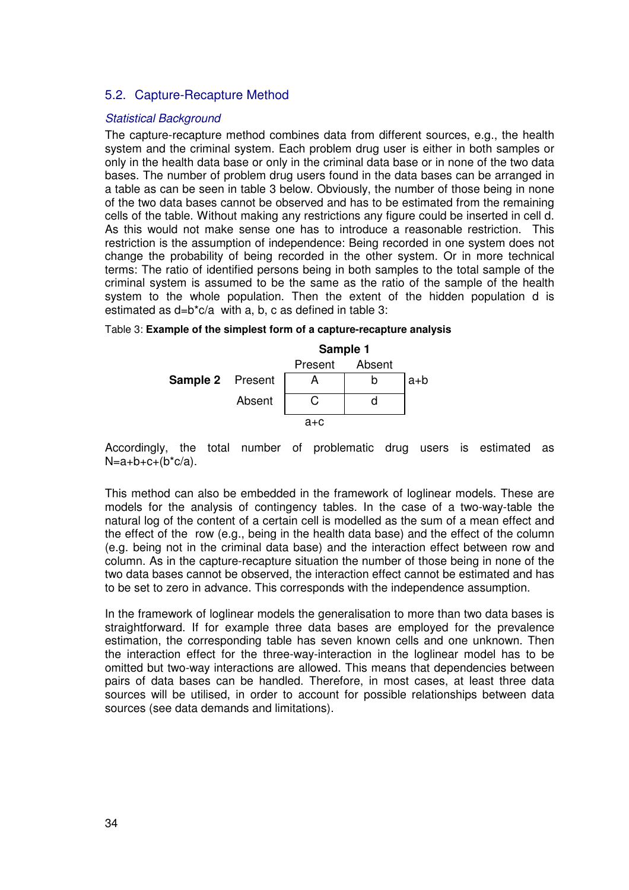## 5.2. Capture-Recapture Method

*Statistical Background*

The capture-recapture method combines data from different sources, e.g., the health system and the criminal system. Each problem drug user is either in both samples or only in the health data base or only in the criminal data base or in none of the two data bases. The number of problem drug users found in the data bases can be arranged in a table as can be seen in table 3 below. Obviously, the number of those being in none of the two data bases cannot be observed and has to be estimated from the remaining cells of the table. Without making any restrictions any figure could be inserted in cell d. As this would not make sense one has to introduce a reasonable restriction. This restriction is the assumption of independence: Being recorded in one system does not change the probability of being recorded in the other system. Or in more technical terms: The ratio of identified persons being in both samples to the total sample of the criminal system is assumed to be the same as the ratio of the sample of the health system to the whole population. Then the extent of the hidden population d is estimated as $d=b*c/a$ with a, b, c as defined in table 3:

Table 3: **Example of the simplest form of a capture-recapture analysis**

| | | **Sample 1** | | |
|---|---|---|---|---|
| | | Present | Absent | |
| **Sample 2** | Present | A | b | a+b |
| | Absent | C | d | |
| | | a+c | | |

Accordingly, the total number of problematic drug users is estimated as $N=a+b+c+(b*c/a)$.

This method can also be embedded in the framework of loglinear models. These are models for the analysis of contingency tables. In the case of a two-way-table the natural log of the content of a certain cell is modelled as the sum of a mean effect and the effect of the row (e.g., being in the health data base) and the effect of the column (e.g. being not in the criminal data base) and the interaction effect between row and column. As in the capture-recapture situation the number of those being in none of the two data bases cannot be observed, the interaction effect cannot be estimated and has to be set to zero in advance. This corresponds with the independence assumption.

In the framework of loglinear models the generalisation to more than two data bases is straightforward. If for example three data bases are employed for the prevalence estimation, the corresponding table has seven known cells and one unknown. Then the interaction effect for the three-way-interaction in the loglinear model has to be omitted but two-way interactions are allowed. This means that dependencies between pairs of data bases can be handled. Therefore, in most cases, at least three data sources will be utilised, in order to account for possible relationships between data sources (see data demands and limitations).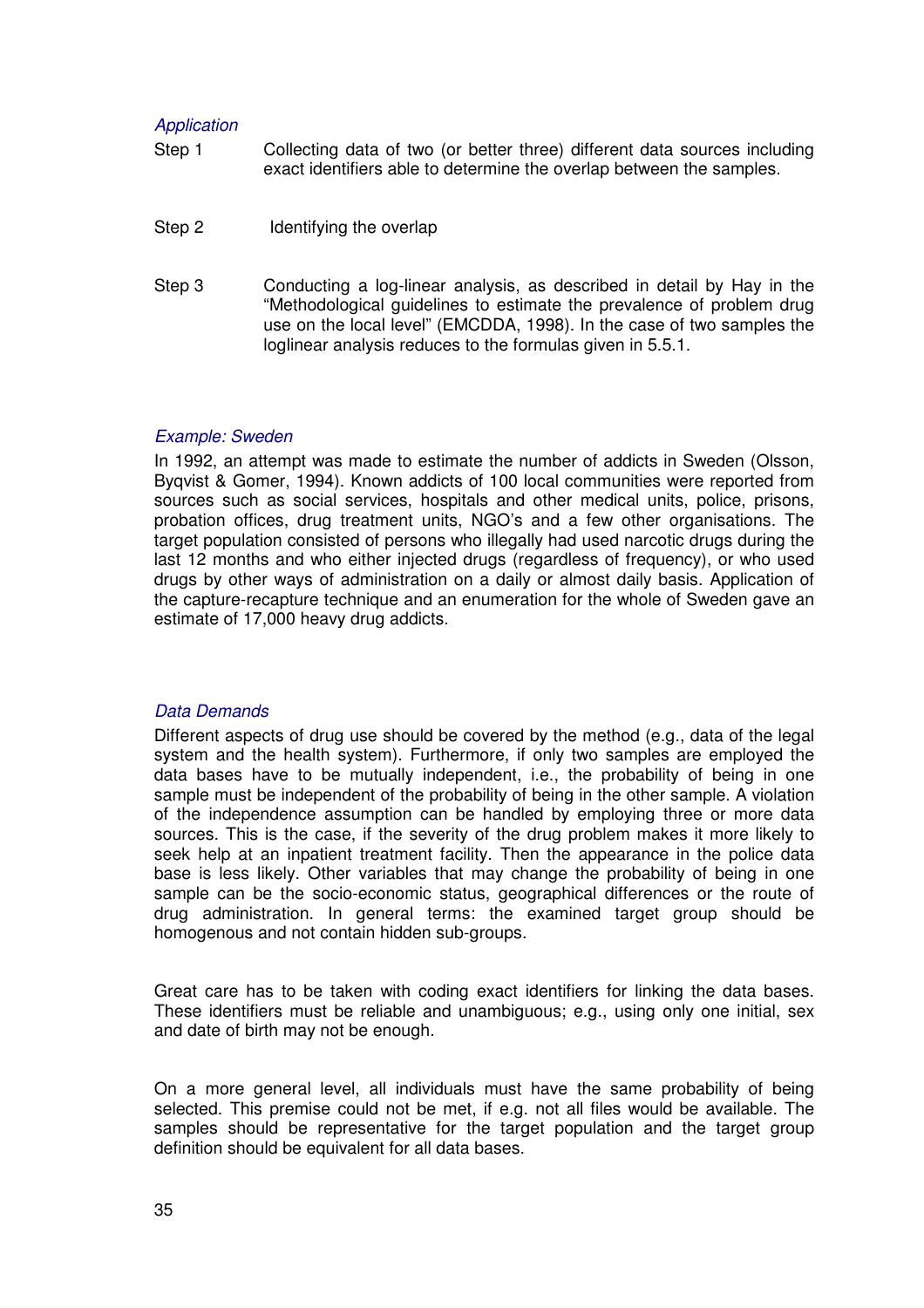*Application*

Step 1 Collecting data of two (or better three) different data sources including exact identifiers able to determine the overlap between the samples.

Step 2 Identifying the overlap

Step 3 Conducting a log-linear analysis, as described in detail by Hay in the "Methodological guidelines to estimate the prevalence of problem drug use on the local level" (EMCDDA, 1998). In the case of two samples the loglinear analysis reduces to the formulas given in 5.5.1.

*Example: Sweden*

In 1992, an attempt was made to estimate the number of addicts in Sweden (Olsson, Byqvist & Gomer, 1994). Known addicts of 100 local communities were reported from sources such as social services, hospitals and other medical units, police, prisons, probation offices, drug treatment units, NGO's and a few other organisations. The target population consisted of persons who illegally had used narcotic drugs during the last 12 months and who either injected drugs (regardless of frequency), or who used drugs by other ways of administration on a daily or almost daily basis. Application of the capture-recapture technique and an enumeration for the whole of Sweden gave an estimate of 17,000 heavy drug addicts.

*Data Demands*

Different aspects of drug use should be covered by the method (e.g., data of the legal system and the health system). Furthermore, if only two samples are employed the data bases have to be mutually independent, i.e., the probability of being in one sample must be independent of the probability of being in the other sample. A violation of the independence assumption can be handled by employing three or more data sources. This is the case, if the severity of the drug problem makes it more likely to seek help at an inpatient treatment facility. Then the appearance in the police data base is less likely. Other variables that may change the probability of being in one sample can be the socio-economic status, geographical differences or the route of drug administration. In general terms: the examined target group should be homogenous and not contain hidden sub-groups.

Great care has to be taken with coding exact identifiers for linking the data bases. These identifiers must be reliable and unambiguous; e.g., using only one initial, sex and date of birth may not be enough.

On a more general level, all individuals must have the same probability of being selected. This premise could not be met, if e.g. not all files would be available. The samples should be representative for the target population and the target group definition should be equivalent for all data bases.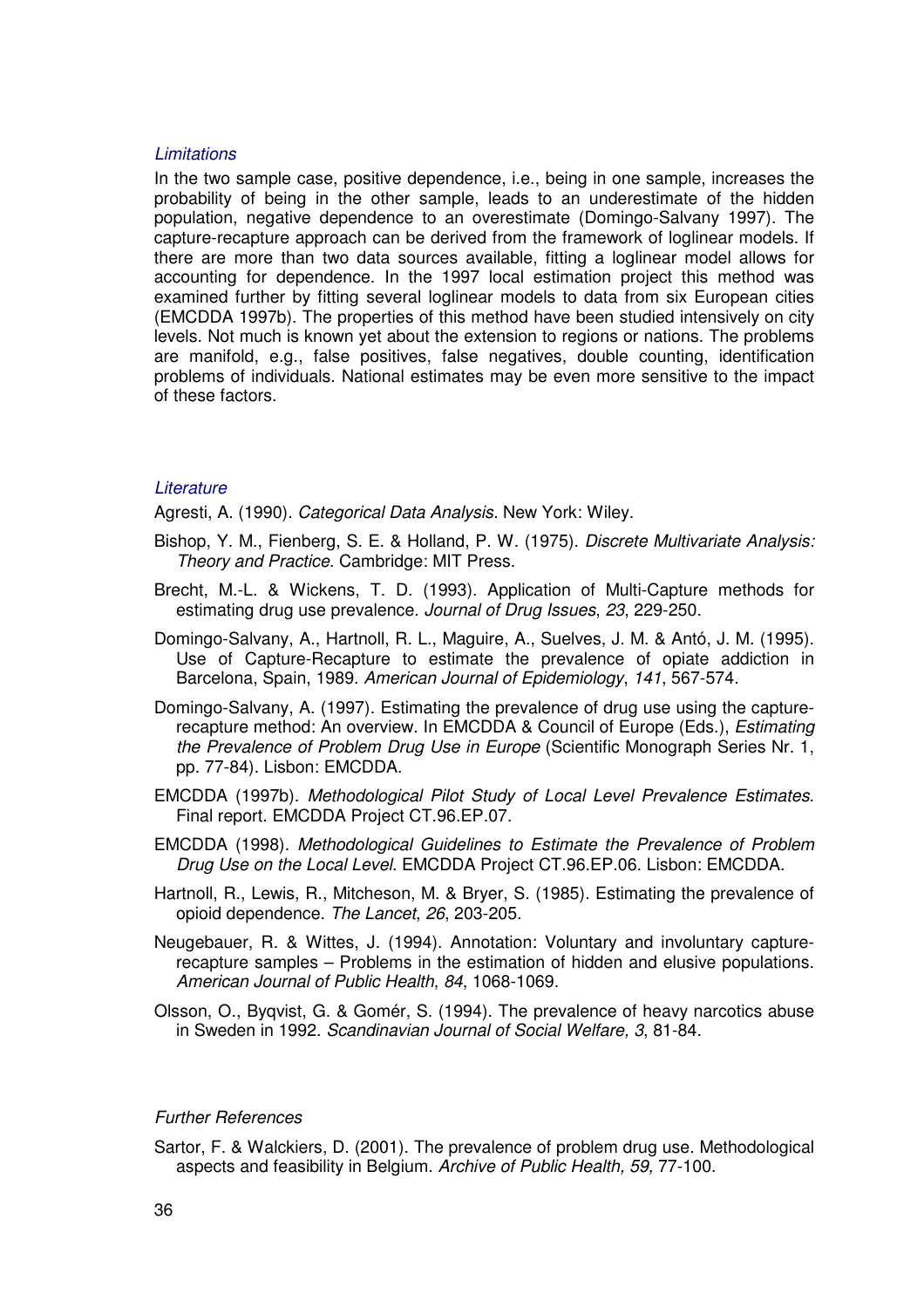*Limitations*

In the two sample case, positive dependence, i.e., being in one sample, increases the probability of being in the other sample, leads to an underestimate of the hidden population, negative dependence to an overestimate (Domingo-Salvany 1997). The capture-recapture approach can be derived from the framework of loglinear models. If there are more than two data sources available, fitting a loglinear model allows for accounting for dependence. In the 1997 local estimation project this method was examined further by fitting several loglinear models to data from six European cities (EMCDDA 1997b). The properties of this method have been studied intensively on city levels. Not much is known yet about the extension to regions or nations. The problems are manifold, e.g., false positives, false negatives, double counting, identification problems of individuals. National estimates may be even more sensitive to the impact of these factors.

*Literature*

Agresti, A. (1990). *Categorical Data Analysis*. New York: Wiley.

Bishop, Y. M., Fienberg, S. E. & Holland, P. W. (1975). *Discrete Multivariate Analysis: Theory and Practice.* Cambridge: MIT Press.

Brecht, M.-L. & Wickens, T. D. (1993). Application of Multi-Capture methods for estimating drug use prevalence. *Journal of Drug Issues*, *23*, 229-250.

Domingo-Salvany, A., Hartnoll, R. L., Maguire, A., Suelves, J. M. & Antó, J. M. (1995). Use of Capture-Recapture to estimate the prevalence of opiate addiction in Barcelona, Spain, 1989. *American Journal of Epidemiology*, *141*, 567-574.

Domingo-Salvany, A. (1997). Estimating the prevalence of drug use using the capture-recapture method: An overview. In EMCDDA & Council of Europe (Eds.), *Estimating the Prevalence of Problem Drug Use in Europe* (Scientific Monograph Series Nr. 1, pp. 77-84). Lisbon: EMCDDA.

EMCDDA (1997b). *Methodological Pilot Study of Local Level Prevalence Estimates*. Final report. EMCDDA Project CT.96.EP.07.

EMCDDA (1998). *Methodological Guidelines to Estimate the Prevalence of Problem Drug Use on the Local Level*. EMCDDA Project CT.96.EP.06. Lisbon: EMCDDA.

Hartnoll, R., Lewis, R., Mitcheson, M. & Bryer, S. (1985). Estimating the prevalence of opioid dependence. *The Lancet*, *26*, 203-205.

Neugebauer, R. & Wittes, J. (1994). Annotation: Voluntary and involuntary capture-recapture samples – Problems in the estimation of hidden and elusive populations. *American Journal of Public Health*, *84*, 1068-1069.

Olsson, O., Byqvist, G. & Gomér, S. (1994). The prevalence of heavy narcotics abuse in Sweden in 1992. *Scandinavian Journal of Social Welfare, 3*, 81-84.

*Further References*

Sartor, F. & Walckiers, D. (2001). The prevalence of problem drug use. Methodological aspects and feasibility in Belgium. *Archive of Public Health, 59,* 77-100.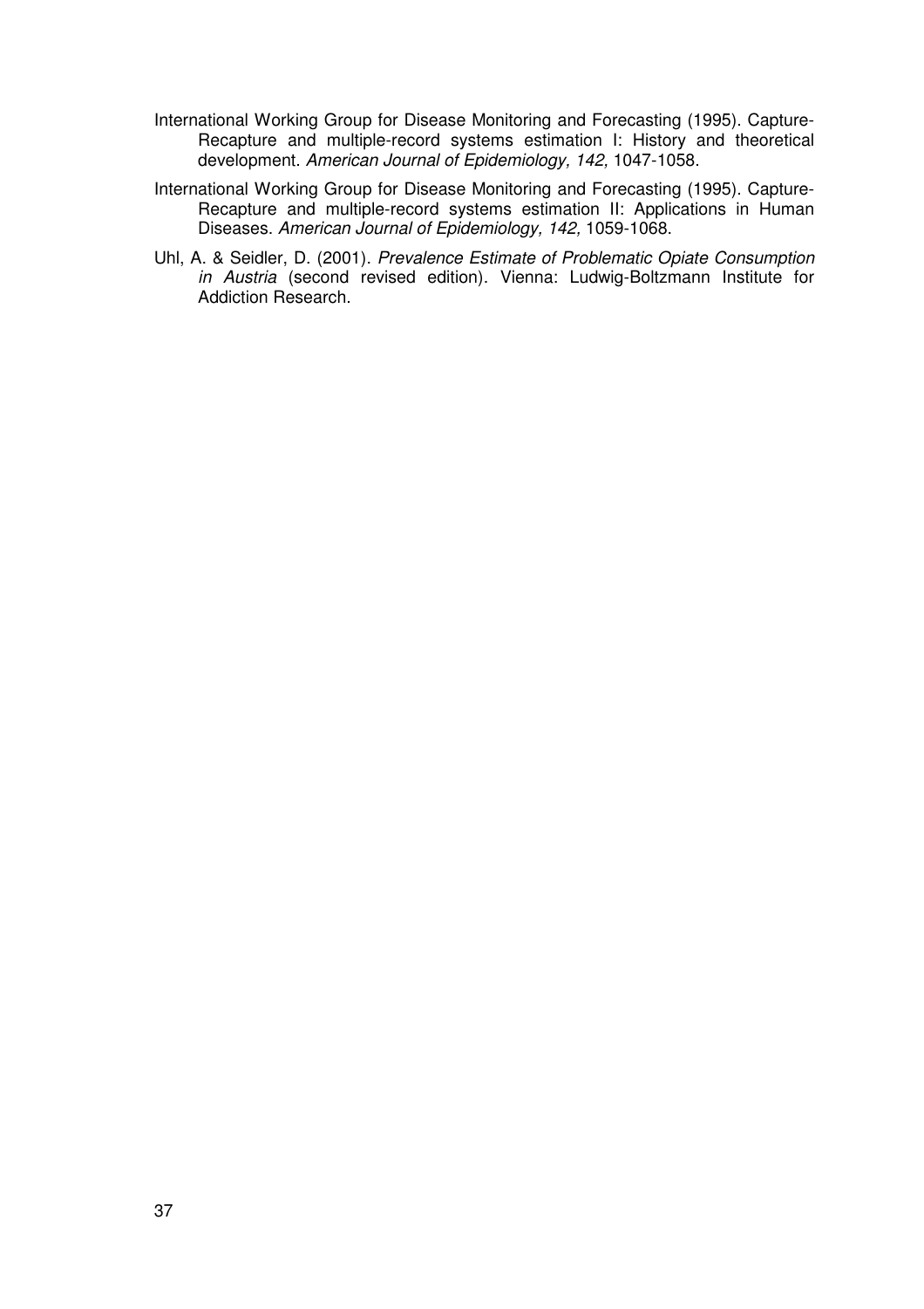International Working Group for Disease Monitoring and Forecasting (1995). Capture-Recapture and multiple-record systems estimation I: History and theoretical development. *American Journal of Epidemiology, 142,* 1047-1058.

International Working Group for Disease Monitoring and Forecasting (1995). Capture-Recapture and multiple-record systems estimation II: Applications in Human Diseases. *American Journal of Epidemiology, 142,* 1059-1068.

Uhl, A. & Seidler, D. (2001). *Prevalence Estimate of Problematic Opiate Consumption in Austria* (second revised edition). Vienna: Ludwig-Boltzmann Institute for Addiction Research.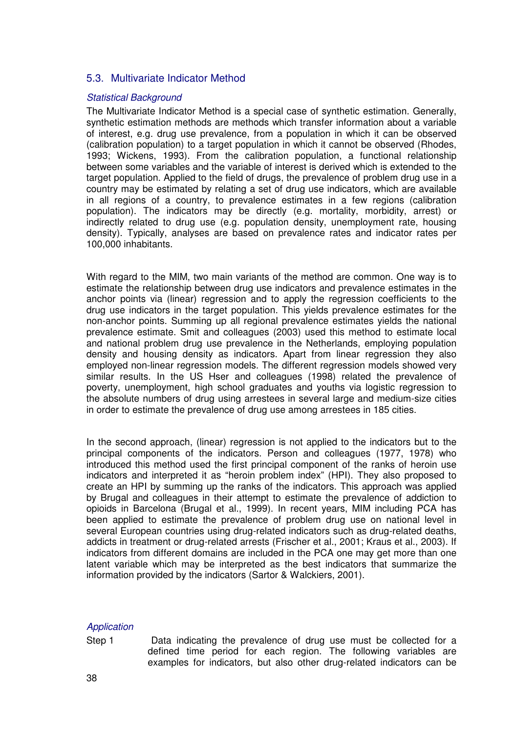### 5.3. Multivariate Indicator Method

*Statistical Background*

The Multivariate Indicator Method is a special case of synthetic estimation. Generally, synthetic estimation methods are methods which transfer information about a variable of interest, e.g. drug use prevalence, from a population in which it can be observed (calibration population) to a target population in which it cannot be observed (Rhodes, 1993; Wickens, 1993). From the calibration population, a functional relationship between some variables and the variable of interest is derived which is extended to the target population. Applied to the field of drugs, the prevalence of problem drug use in a country may be estimated by relating a set of drug use indicators, which are available in all regions of a country, to prevalence estimates in a few regions (calibration population). The indicators may be directly (e.g. mortality, morbidity, arrest) or indirectly related to drug use (e.g. population density, unemployment rate, housing density). Typically, analyses are based on prevalence rates and indicator rates per 100,000 inhabitants.

With regard to the MIM, two main variants of the method are common. One way is to estimate the relationship between drug use indicators and prevalence estimates in the anchor points via (linear) regression and to apply the regression coefficients to the drug use indicators in the target population. This yields prevalence estimates for the non-anchor points. Summing up all regional prevalence estimates yields the national prevalence estimate. Smit and colleagues (2003) used this method to estimate local and national problem drug use prevalence in the Netherlands, employing population density and housing density as indicators. Apart from linear regression they also employed non-linear regression models. The different regression models showed very similar results. In the US Hser and colleagues (1998) related the prevalence of poverty, unemployment, high school graduates and youths via logistic regression to the absolute numbers of drug using arrestees in several large and medium-size cities in order to estimate the prevalence of drug use among arrestees in 185 cities.

In the second approach, (linear) regression is not applied to the indicators but to the principal components of the indicators. Person and colleagues (1977, 1978) who introduced this method used the first principal component of the ranks of heroin use indicators and interpreted it as "heroin problem index" (HPI). They also proposed to create an HPI by summing up the ranks of the indicators. This approach was applied by Brugal and colleagues in their attempt to estimate the prevalence of addiction to opioids in Barcelona (Brugal et al., 1999). In recent years, MIM including PCA has been applied to estimate the prevalence of problem drug use on national level in several European countries using drug-related indicators such as drug-related deaths, addicts in treatment or drug-related arrests (Frischer et al., 2001; Kraus et al., 2003). If indicators from different domains are included in the PCA one may get more than one latent variable which may be interpreted as the best indicators that summarize the information provided by the indicators (Sartor & Walckiers, 2001).

*Application*

Step 1 Data indicating the prevalence of drug use must be collected for a defined time period for each region. The following variables are examples for indicators, but also other drug-related indicators can be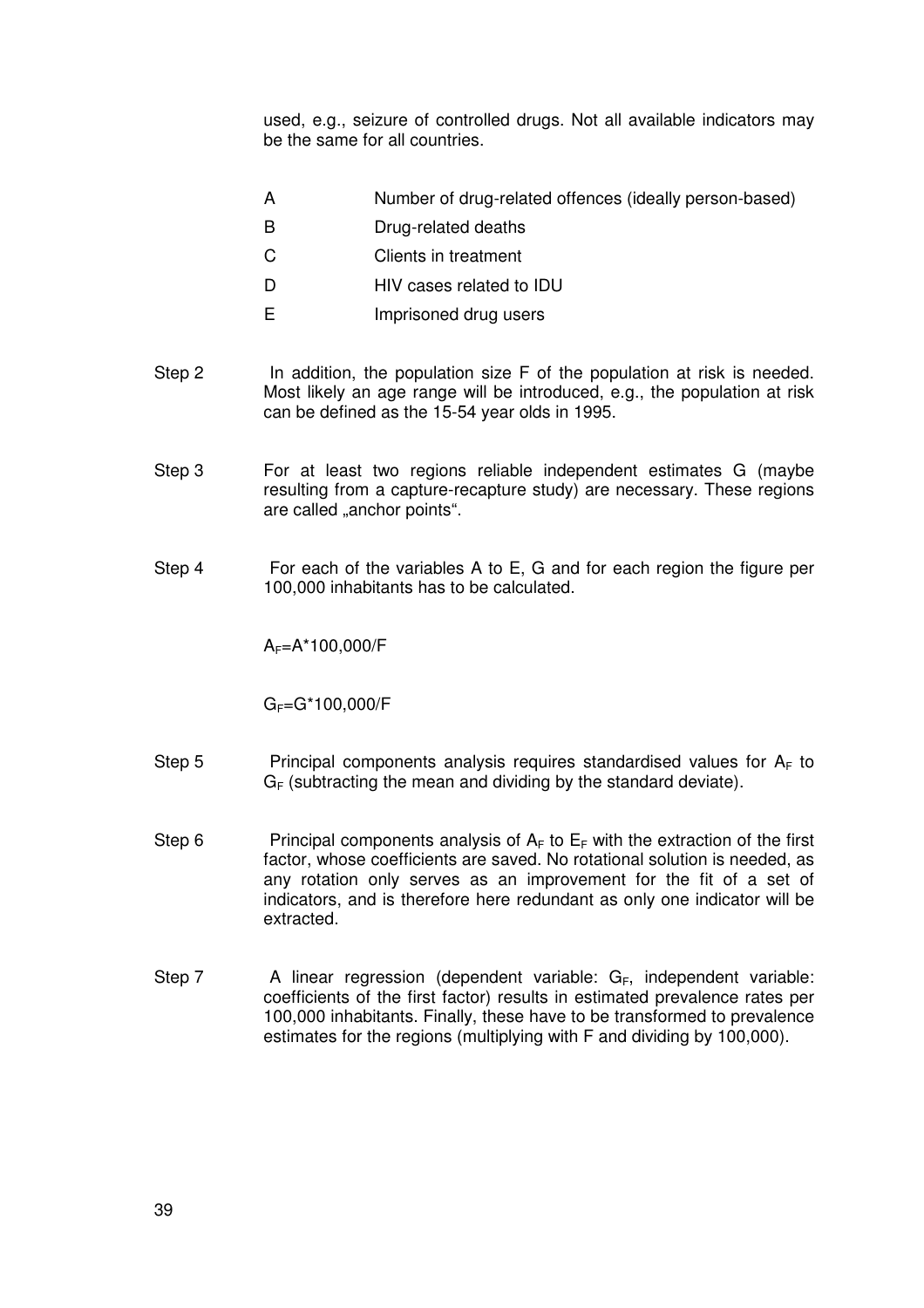used, e.g., seizure of controlled drugs. Not all available indicators may be the same for all countries.

| | |
|---|---|
| A | Number of drug-related offences (ideally person-based) |
| B | Drug-related deaths |
| C | Clients in treatment |
| D | HIV cases related to IDU |
| E | Imprisoned drug users |

Step 2 In addition, the population size F of the population at risk is needed. Most likely an age range will be introduced, e.g., the population at risk can be defined as the 15-54 year olds in 1995.

Step 3 For at least two regions reliable independent estimates G (maybe resulting from a capture-recapture study) are necessary. These regions are called „anchor points“.

Step 4 For each of the variables A to E, G and for each region the figure per 100,000 inhabitants has to be calculated.

$A_F$=A*100,000/F

$G_F$=G*100,000/F

Step 5 Principal components analysis requires standardised values for $A_F$ to $G_F$ (subtracting the mean and dividing by the standard deviate).

Step 6 Principal components analysis of $A_F$ to $E_F$ with the extraction of the first factor, whose coefficients are saved. No rotational solution is needed, as any rotation only serves as an improvement for the fit of a set of indicators, and is therefore here redundant as only one indicator will be extracted.

Step 7 A linear regression (dependent variable: $G_F$, independent variable: coefficients of the first factor) results in estimated prevalence rates per 100,000 inhabitants. Finally, these have to be transformed to prevalence estimates for the regions (multiplying with F and dividing by 100,000).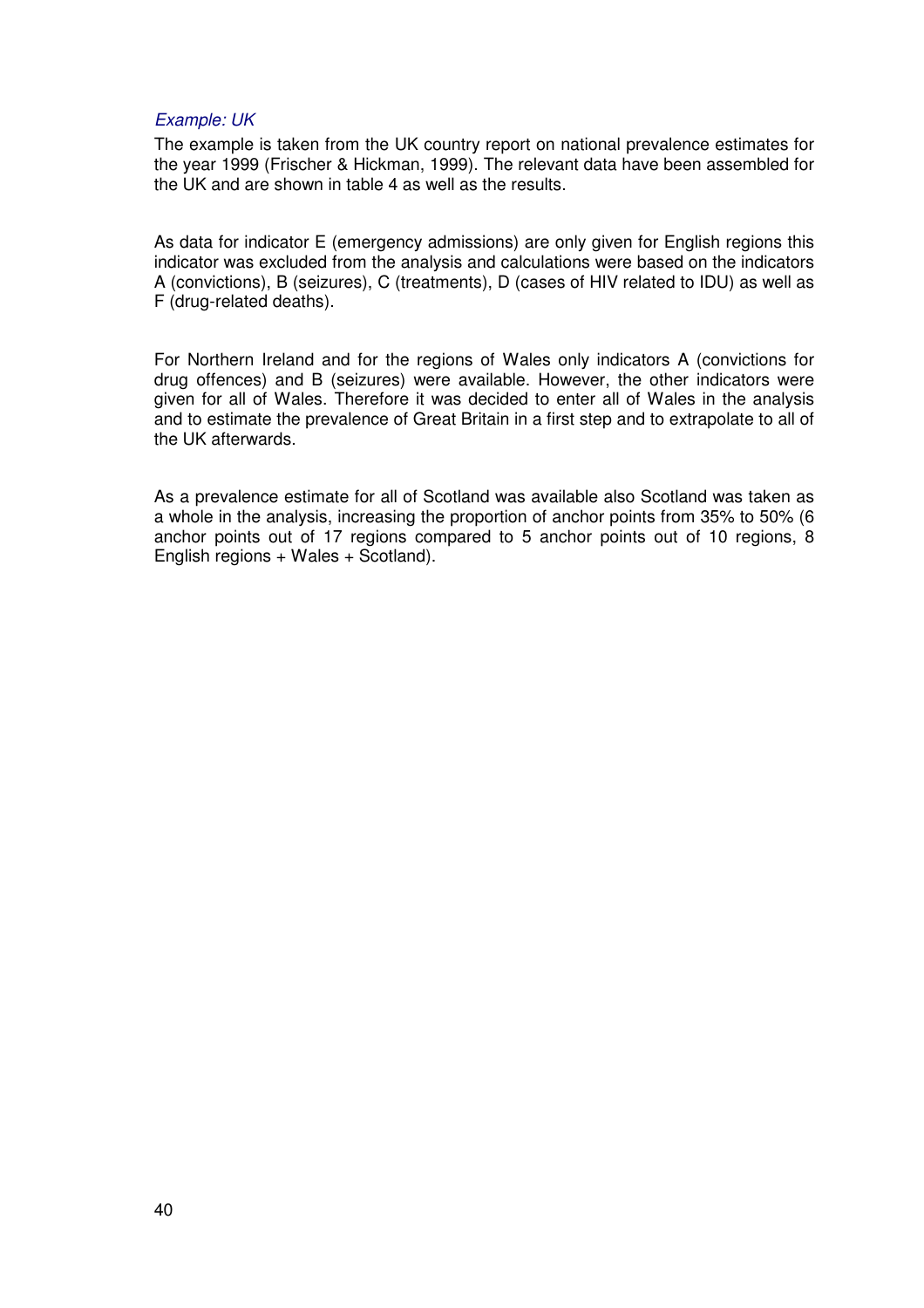*Example: UK*

The example is taken from the UK country report on national prevalence estimates for the year 1999 (Frischer & Hickman, 1999). The relevant data have been assembled for the UK and are shown in table 4 as well as the results.

As data for indicator E (emergency admissions) are only given for English regions this indicator was excluded from the analysis and calculations were based on the indicators A (convictions), B (seizures), C (treatments), D (cases of HIV related to IDU) as well as F (drug-related deaths).

For Northern Ireland and for the regions of Wales only indicators A (convictions for drug offences) and B (seizures) were available. However, the other indicators were given for all of Wales. Therefore it was decided to enter all of Wales in the analysis and to estimate the prevalence of Great Britain in a first step and to extrapolate to all of the UK afterwards.

As a prevalence estimate for all of Scotland was available also Scotland was taken as a whole in the analysis, increasing the proportion of anchor points from 35% to 50% (6 anchor points out of 17 regions compared to 5 anchor points out of 10 regions, 8 English regions + Wales + Scotland).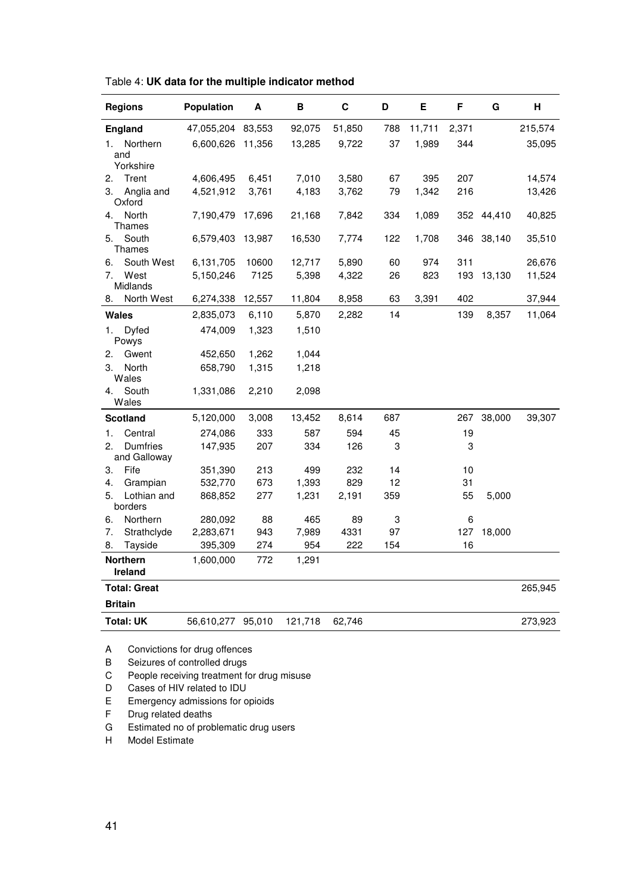Table 4: **UK data for the multiple indicator method**

| Regions | Population | A | B | C | D | E | F | G | H |
|---|---|---|---|---|---|---|---|---|---|
| **England** | 47,055,204 | 83,553 | 92,075 | 51,850 | 788 | 11,711 | 2,371 | | 215,574 |
| 1. Northern and Yorkshire | 6,600,626 | 11,356 | 13,285 | 9,722 | 37 | 1,989 | 344 | | 35,095 |
| 2. Trent | 4,606,495 | 6,451 | 7,010 | 3,580 | 67 | 395 | 207 | | 14,574 |
| 3. Anglia and Oxford | 4,521,912 | 3,761 | 4,183 | 3,762 | 79 | 1,342 | 216 | | 13,426 |
| 4. North Thames | 7,190,479 | 17,696 | 21,168 | 7,842 | 334 | 1,089 | 352 | 44,410 | 40,825 |
| 5. South Thames | 6,579,403 | 13,987 | 16,530 | 7,774 | 122 | 1,708 | 346 | 38,140 | 35,510 |
| 6. South West | 6,131,705 | 10600 | 12,717 | 5,890 | 60 | 974 | 311 | | 26,676 |
| 7. West Midlands | 5,150,246 | 7125 | 5,398 | 4,322 | 26 | 823 | 193 | 13,130 | 11,524 |
| 8. North West | 6,274,338 | 12,557 | 11,804 | 8,958 | 63 | 3,391 | 402 | | 37,944 |
| **Wales** | 2,835,073 | 6,110 | 5,870 | 2,282 | 14 | | 139 | 8,357 | 11,064 |
| 1. Dyfed Powys | 474,009 | 1,323 | 1,510 | | | | | | |
| 2. Gwent | 452,650 | 1,262 | 1,044 | | | | | | |
| 3. North Wales | 658,790 | 1,315 | 1,218 | | | | | | |
| 4. South Wales | 1,331,086 | 2,210 | 2,098 | | | | | | |
| **Scotland** | 5,120,000 | 3,008 | 13,452 | 8,614 | 687 | | 267 | 38,000 | 39,307 |
| 1. Central | 274,086 | 333 | 587 | 594 | 45 | | 19 | | |
| 2. Dumfries and Galloway | 147,935 | 207 | 334 | 126 | 3 | | 3 | | |
| 3. Fife | 351,390 | 213 | 499 | 232 | 14 | | 10 | | |
| 4. Grampian | 532,770 | 673 | 1,393 | 829 | 12 | | 31 | | |
| 5. Lothian and borders | 868,852 | 277 | 1,231 | 2,191 | 359 | | 55 | 5,000 | |
| 6. Northern | 280,092 | 88 | 465 | 89 | 3 | | 6 | | |
| 7. Strathclyde | 2,283,671 | 943 | 7,989 | 4331 | 97 | | 127 | 18,000 | |
| 8. Tayside | 395,309 | 274 | 954 | 222 | 154 | | 16 | | |
| **Northern Ireland** | 1,600,000 | 772 | 1,291 | | | | | | |
| **Total: Great Britain** | | | | | | | | | 265,945 |
| **Total: UK** | 56,610,277 | 95,010 | 121,718 | 62,746 | | | | | 273,923 |

A Convictions for drug offences
B Seizures of controlled drugs
C People receiving treatment for drug misuse
D Cases of HIV related to IDU
E Emergency admissions for opioids
F Drug related deaths
G Estimated no of problematic drug users
H Model Estimate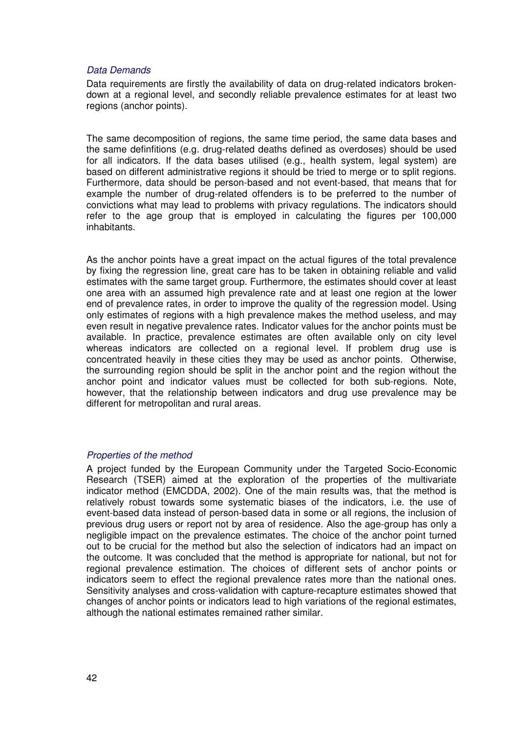*Data Demands*

Data requirements are firstly the availability of data on drug-related indicators broken-down at a regional level, and secondly reliable prevalence estimates for at least two regions (anchor points).

The same decomposition of regions, the same time period, the same data bases and the same defինitions (e.g. drug-related deaths defined as overdoses) should be used for all indicators. If the data bases utilised (e.g., health system, legal system) are based on different administrative regions it should be tried to merge or to split regions. Furthermore, data should be person-based and not event-based, that means that for example the number of drug-related offenders is to be preferred to the number of convictions what may lead to problems with privacy regulations. The indicators should refer to the age group that is employed in calculating the figures per 100,000 inhabitants.

As the anchor points have a great impact on the actual figures of the total prevalence by fixing the regression line, great care has to be taken in obtaining reliable and valid estimates with the same target group. Furthermore, the estimates should cover at least one area with an assumed high prevalence rate and at least one region at the lower end of prevalence rates, in order to improve the quality of the regression model. Using only estimates of regions with a high prevalence makes the method useless, and may even result in negative prevalence rates. Indicator values for the anchor points must be available. In practice, prevalence estimates are often available only on city level whereas indicators are collected on a regional level. If problem drug use is concentrated heavily in these cities they may be used as anchor points. Otherwise, the surrounding region should be split in the anchor point and the region without the anchor point and indicator values must be collected for both sub-regions. Note, however, that the relationship between indicators and drug use prevalence may be different for metropolitan and rural areas.

*Properties of the method*

A project funded by the European Community under the Targeted Socio-Economic Research (TSER) aimed at the exploration of the properties of the multivariate indicator method (EMCDDA, 2002). One of the main results was, that the method is relatively robust towards some systematic biases of the indicators, i.e. the use of event-based data instead of person-based data in some or all regions, the inclusion of previous drug users or report not by area of residence. Also the age-group has only a negligible impact on the prevalence estimates. The choice of the anchor point turned out to be crucial for the method but also the selection of indicators had an impact on the outcome. It was concluded that the method is appropriate for national, but not for regional prevalence estimation. The choices of different sets of anchor points or indicators seem to effect the regional prevalence rates more than the national ones. Sensitivity analyses and cross-validation with capture-recapture estimates showed that changes of anchor points or indicators lead to high variations of the regional estimates, although the national estimates remained rather similar.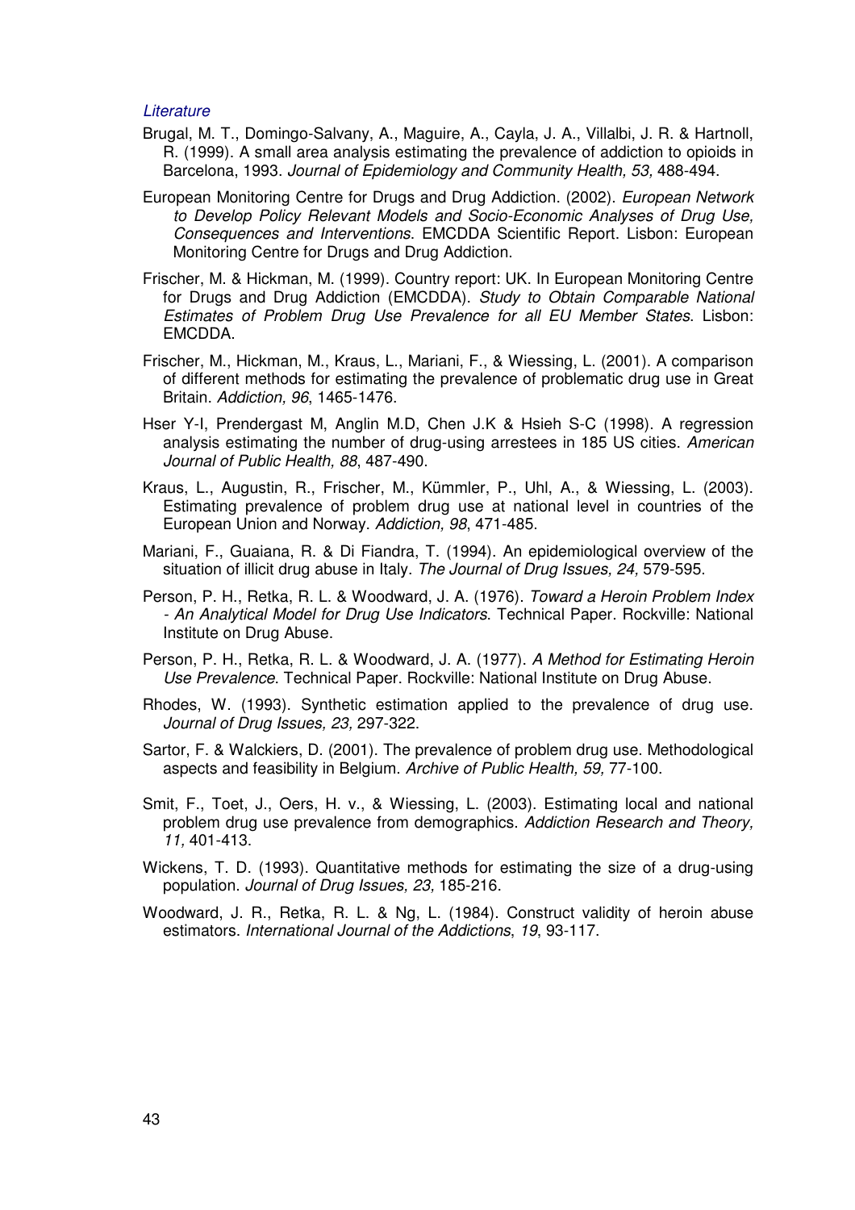*Literature*

Brugal, M. T., Domingo-Salvany, A., Maguire, A., Cayla, J. A., Villalbi, J. R. & Hartnoll, R. (1999). A small area analysis estimating the prevalence of addiction to opioids in Barcelona, 1993. *Journal of Epidemiology and Community Health, 53,* 488-494.

European Monitoring Centre for Drugs and Drug Addiction. (2002). *European Network to Develop Policy Relevant Models and Socio-Economic Analyses of Drug Use, Consequences and Interventions*. EMCDDA Scientific Report. Lisbon: European Monitoring Centre for Drugs and Drug Addiction.

Frischer, M. & Hickman, M. (1999). Country report: UK. In European Monitoring Centre for Drugs and Drug Addiction (EMCDDA). *Study to Obtain Comparable National Estimates of Problem Drug Use Prevalence for all EU Member States*. Lisbon: EMCDDA.

Frischer, M., Hickman, M., Kraus, L., Mariani, F., & Wiessing, L. (2001). A comparison of different methods for estimating the prevalence of problematic drug use in Great Britain. *Addiction, 96*, 1465-1476.

Hser Y-I, Prendergast M, Anglin M.D, Chen J.K & Hsieh S-C (1998). A regression analysis estimating the number of drug-using arrestees in 185 US cities. *American Journal of Public Health, 88*, 487-490.

Kraus, L., Augustin, R., Frischer, M., Kümmler, P., Uhl, A., & Wiessing, L. (2003). Estimating prevalence of problem drug use at national level in countries of the European Union and Norway. *Addiction, 98*, 471-485.

Mariani, F., Guaiana, R. & Di Fiandra, T. (1994). An epidemiological overview of the situation of illicit drug abuse in Italy. *The Journal of Drug Issues, 24,* 579-595.

Person, P. H., Retka, R. L. & Woodward, J. A. (1976). *Toward a Heroin Problem Index - An Analytical Model for Drug Use Indicators*. Technical Paper. Rockville: National Institute on Drug Abuse.

Person, P. H., Retka, R. L. & Woodward, J. A. (1977). *A Method for Estimating Heroin Use Prevalence*. Technical Paper. Rockville: National Institute on Drug Abuse.

Rhodes, W. (1993). Synthetic estimation applied to the prevalence of drug use. *Journal of Drug Issues, 23,* 297-322.

Sartor, F. & Walckiers, D. (2001). The prevalence of problem drug use. Methodological aspects and feasibility in Belgium. *Archive of Public Health, 59,* 77-100.

Smit, F., Toet, J., Oers, H. v., & Wiessing, L. (2003). Estimating local and national problem drug use prevalence from demographics. *Addiction Research and Theory, 11,* 401-413.

Wickens, T. D. (1993). Quantitative methods for estimating the size of a drug-using population. *Journal of Drug Issues, 23,* 185-216.

Woodward, J. R., Retka, R. L. & Ng, L. (1984). Construct validity of heroin abuse estimators. *International Journal of the Addictions*, *19*, 93-117.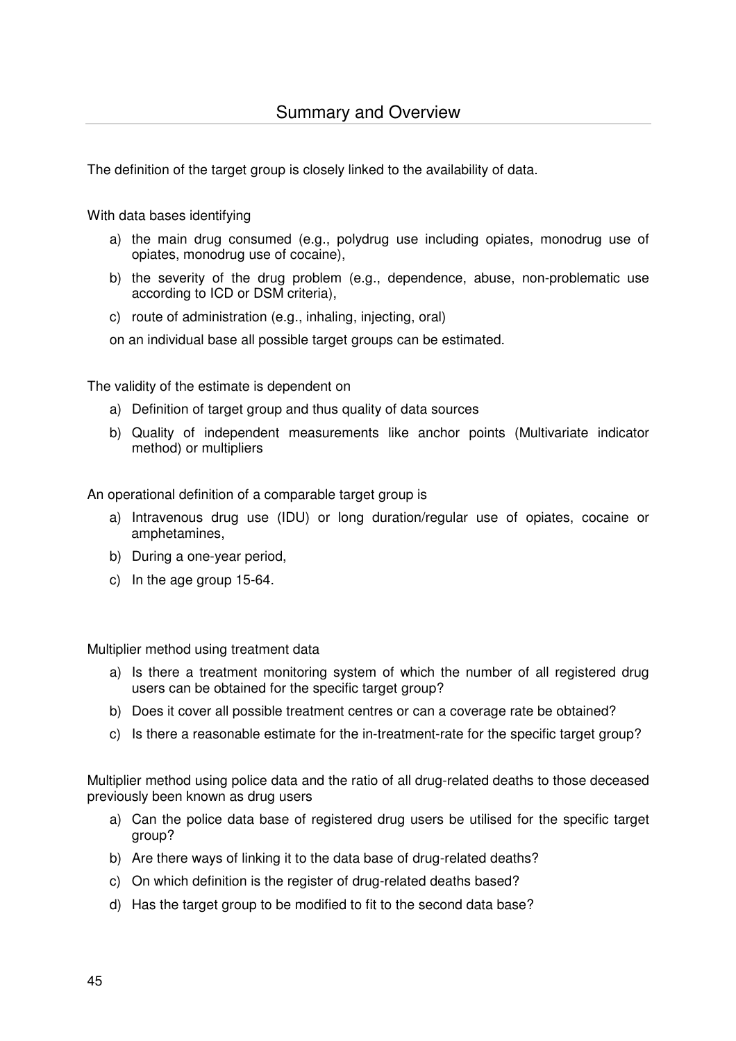# Summary and Overview

The definition of the target group is closely linked to the availability of data.

With data bases identifying

a) the main drug consumed (e.g., polydrug use including opiates, monodrug use of opiates, monodrug use of cocaine),
b) the severity of the drug problem (e.g., dependence, abuse, non-problematic use according to ICD or DSM criteria),
c) route of administration (e.g., inhaling, injecting, oral)

on an individual base all possible target groups can be estimated.

The validity of the estimate is dependent on

a) Definition of target group and thus quality of data sources
b) Quality of independent measurements like anchor points (Multivariate indicator method) or multipliers

An operational definition of a comparable target group is

a) Intravenous drug use (IDU) or long duration/regular use of opiates, cocaine or amphetamines,
b) During a one-year period,
c) In the age group 15-64.

Multiplier method using treatment data

a) Is there a treatment monitoring system of which the number of all registered drug users can be obtained for the specific target group?
b) Does it cover all possible treatment centres or can a coverage rate be obtained?
c) Is there a reasonable estimate for the in-treatment-rate for the specific target group?

Multiplier method using police data and the ratio of all drug-related deaths to those deceased previously been known as drug users

a) Can the police data base of registered drug users be utilised for the specific target group?
b) Are there ways of linking it to the data base of drug-related deaths?
c) On which definition is the register of drug-related deaths based?
d) Has the target group to be modified to fit to the second data base?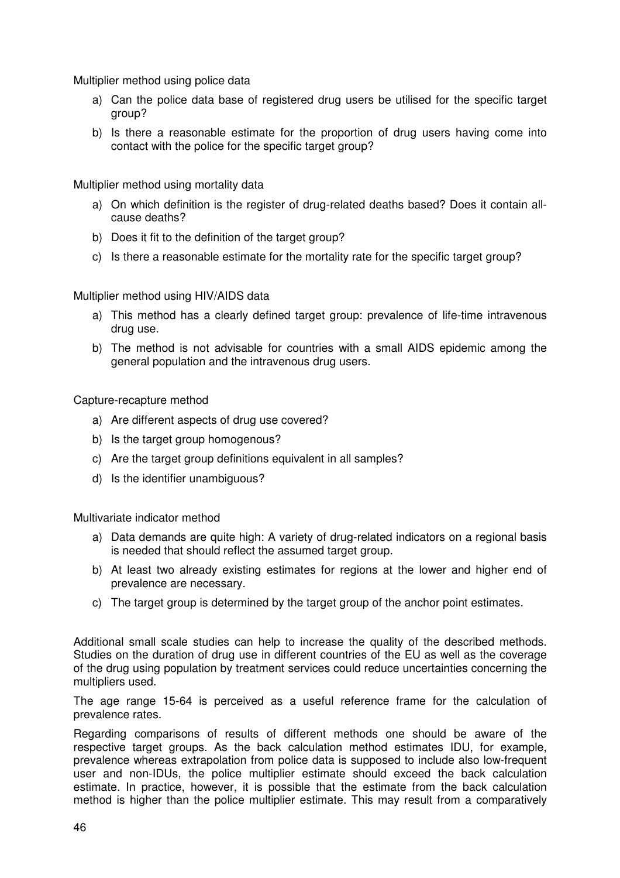Multiplier method using police data

a) Can the police data base of registered drug users be utilised for the specific target group?
b) Is there a reasonable estimate for the proportion of drug users having come into contact with the police for the specific target group?

Multiplier method using mortality data

a) On which definition is the register of drug-related deaths based? Does it contain all-cause deaths?
b) Does it fit to the definition of the target group?
c) Is there a reasonable estimate for the mortality rate for the specific target group?

Multiplier method using HIV/AIDS data

a) This method has a clearly defined target group: prevalence of life-time intravenous drug use.
b) The method is not advisable for countries with a small AIDS epidemic among the general population and the intravenous drug users.

Capture-recapture method

a) Are different aspects of drug use covered?
b) Is the target group homogenous?
c) Are the target group definitions equivalent in all samples?
d) Is the identifier unambiguous?

Multivariate indicator method

a) Data demands are quite high: A variety of drug-related indicators on a regional basis is needed that should reflect the assumed target group.
b) At least two already existing estimates for regions at the lower and higher end of prevalence are necessary.
c) The target group is determined by the target group of the anchor point estimates.

Additional small scale studies can help to increase the quality of the described methods. Studies on the duration of drug use in different countries of the EU as well as the coverage of the drug using population by treatment services could reduce uncertainties concerning the multipliers used.

The age range 15-64 is perceived as a useful reference frame for the calculation of prevalence rates.

Regarding comparisons of results of different methods one should be aware of the respective target groups. As the back calculation method estimates IDU, for example, prevalence whereas extrapolation from police data is supposed to include also low-frequent user and non-IDUs, the police multiplier estimate should exceed the back calculation estimate. In practice, however, it is possible that the estimate from the back calculation method is higher than the police multiplier estimate. This may result from a comparatively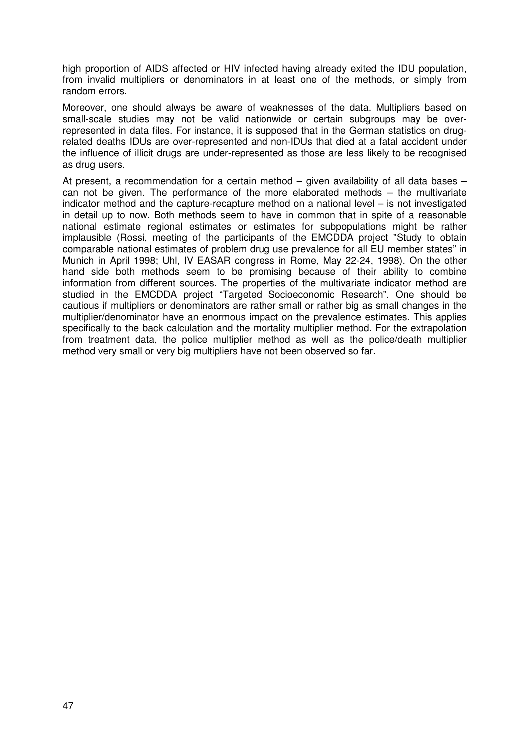high proportion of AIDS affected or HIV infected having already exited the IDU population, from invalid multipliers or denominators in at least one of the methods, or simply from random errors.

Moreover, one should always be aware of weaknesses of the data. Multipliers based on small-scale studies may not be valid nationwide or certain subgroups may be over-represented in data files. For instance, it is supposed that in the German statistics on drug-related deaths IDUs are over-represented and non-IDUs that died at a fatal accident under the influence of illicit drugs are under-represented as those are less likely to be recognised as drug users.

At present, a recommendation for a certain method – given availability of all data bases – can not be given. The performance of the more elaborated methods – the multivariate indicator method and the capture-recapture method on a national level – is not investigated in detail up to now. Both methods seem to have in common that in spite of a reasonable national estimate regional estimates or estimates for subpopulations might be rather implausible (Rossi, meeting of the participants of the EMCDDA project "Study to obtain comparable national estimates of problem drug use prevalence for all EU member states" in Munich in April 1998; Uhl, IV EASAR congress in Rome, May 22-24, 1998). On the other hand side both methods seem to be promising because of their ability to combine information from different sources. The properties of the multivariate indicator method are studied in the EMCDDA project "Targeted Socioeconomic Research". One should be cautious if multipliers or denominators are rather small or rather big as small changes in the multiplier/denominator have an enormous impact on the prevalence estimates. This applies specifically to the back calculation and the mortality multiplier method. For the extrapolation from treatment data, the police multiplier method as well as the police/death multiplier method very small or very big multipliers have not been observed so far.